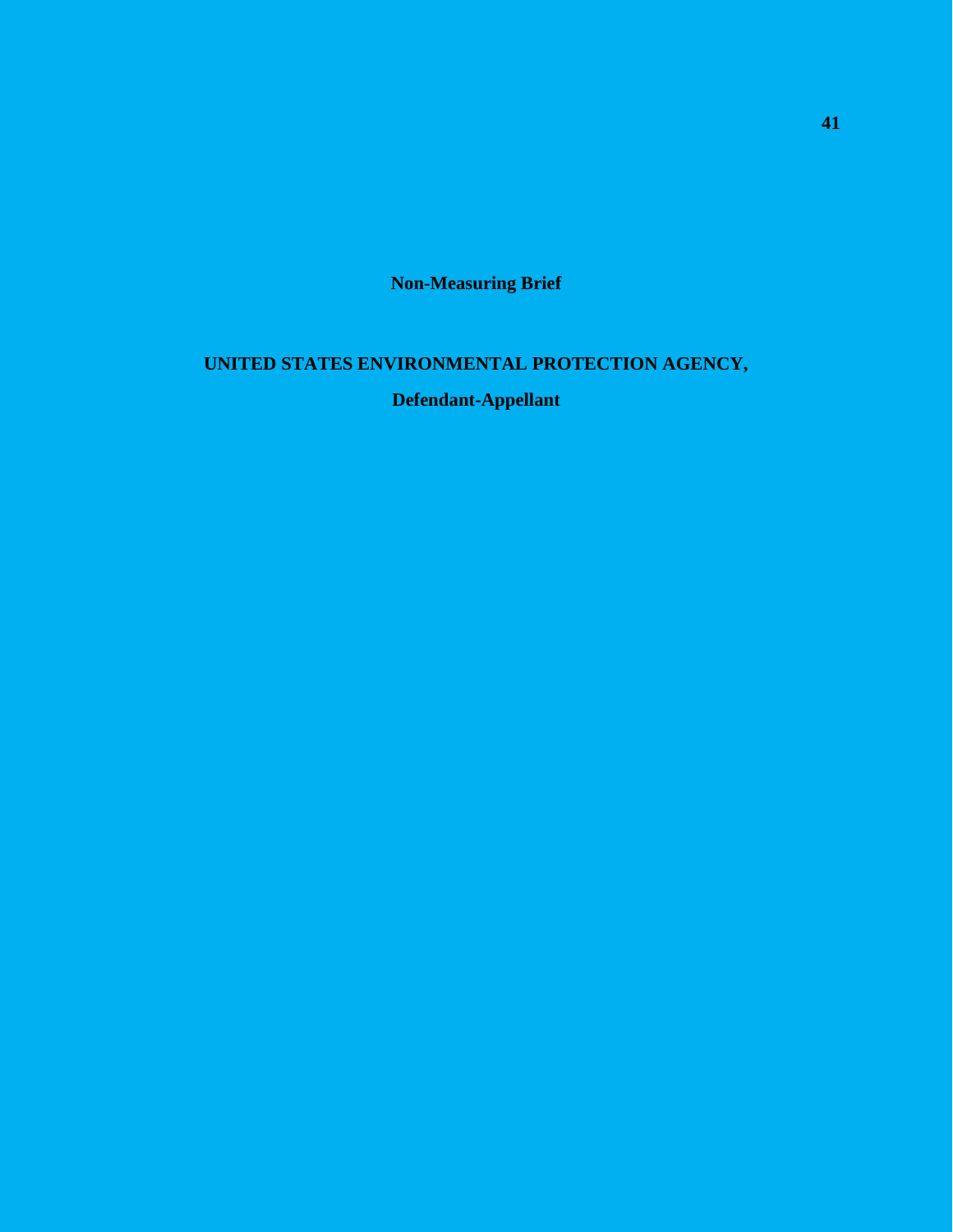**Non-Measuring Brief**

**UNITED STATES ENVIRONMENTAL PROTECTION AGENCY,**

**Defendant-Appellant**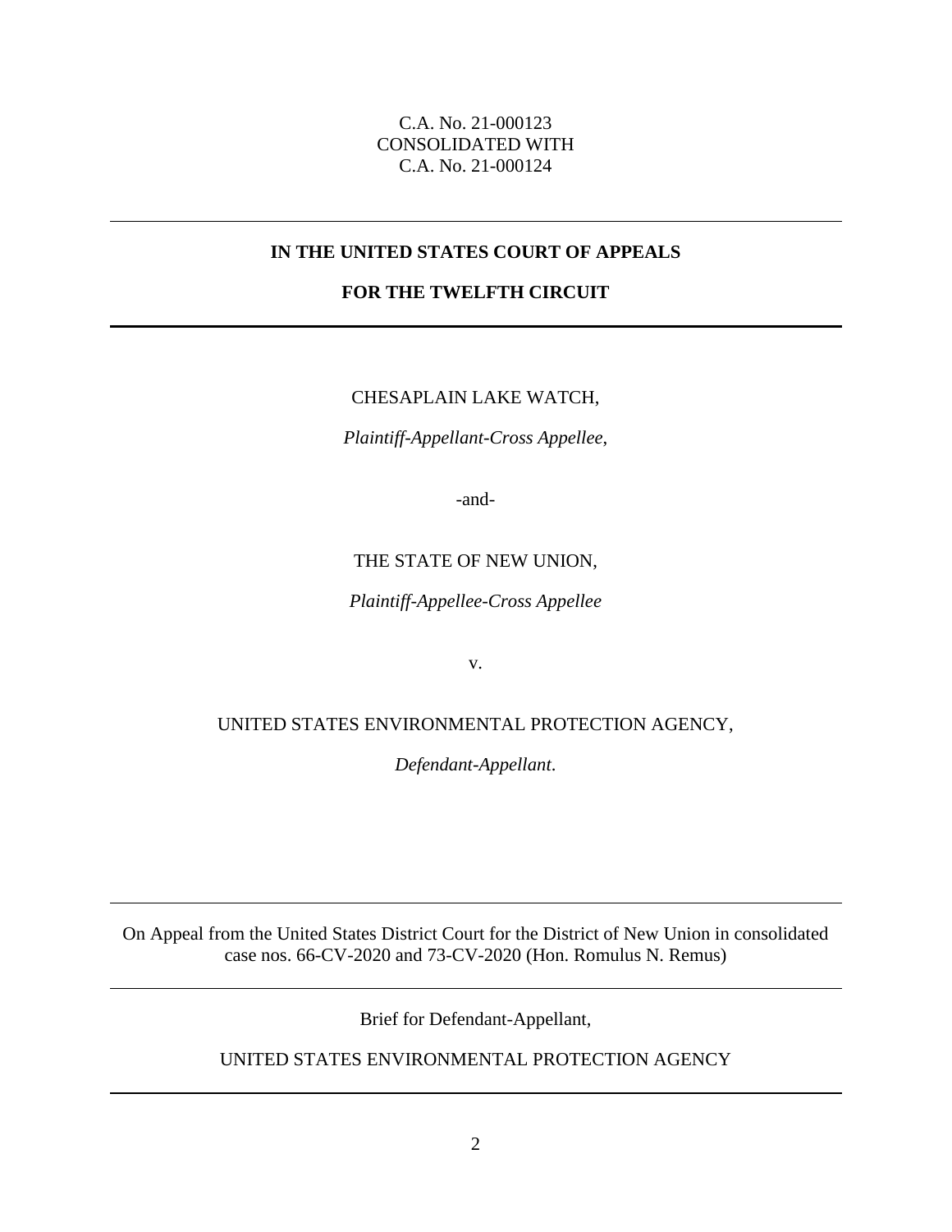C.A. No. 21-000123
CONSOLIDATED WITH
C.A. No. 21-000124

---

**IN THE UNITED STATES COURT OF APPEALS**

**FOR THE TWELFTH CIRCUIT**

---

CHESAPLAIN LAKE WATCH,

*Plaintiff-Appellant-Cross Appellee*,

-and-

THE STATE OF NEW UNION,

*Plaintiff-Appellee-Cross Appellee*

v.

UNITED STATES ENVIRONMENTAL PROTECTION AGENCY,

*Defendant-Appellant*.

---

On Appeal from the United States District Court for the District of New Union in consolidated case nos. 66-CV-2020 and 73-CV-2020 (Hon. Romulus N. Remus)

---

Brief for Defendant-Appellant,

UNITED STATES ENVIRONMENTAL PROTECTION AGENCY

---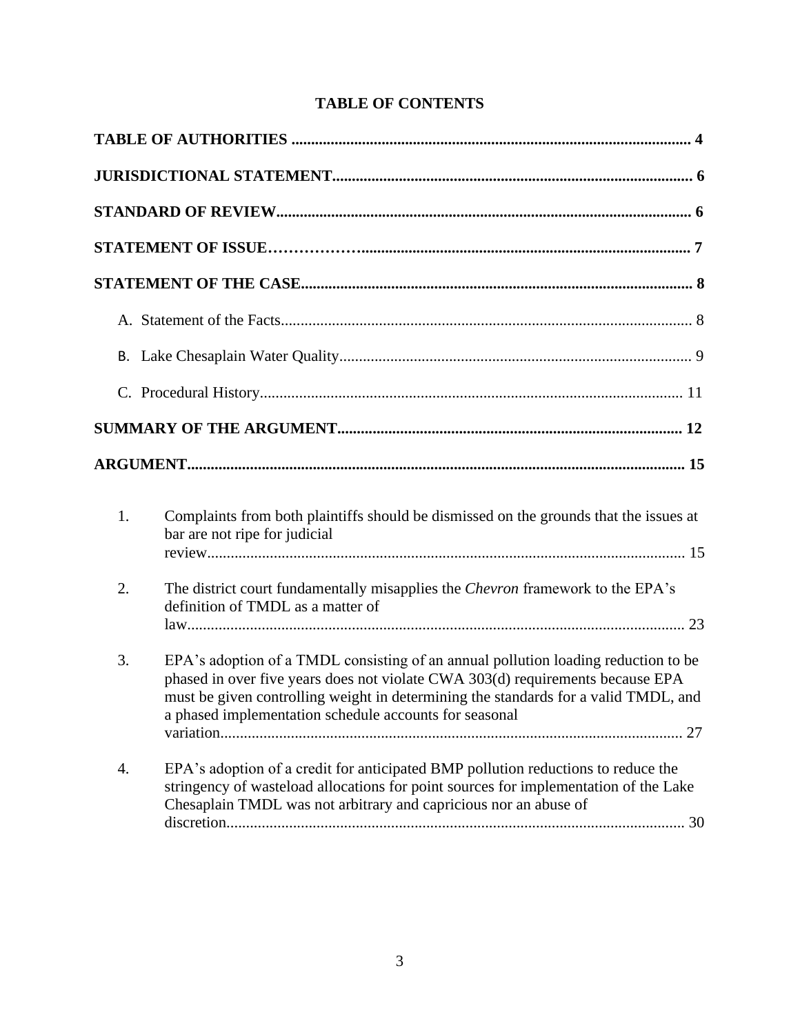# TABLE OF CONTENTS

**TABLE OF AUTHORITIES** ..................................................................................................... **4**

**JURISDICTIONAL STATEMENT**........................................................................................... **6**

**STANDARD OF REVIEW**........................................................................................................ **6**

**STATEMENT OF ISSUE**………………................................................................................... **7**

**STATEMENT OF THE CASE**................................................................................................... **8**

A. Statement of the Facts....................................................................................................... 8

B. Lake Chesaplain Water Quality......................................................................................... 9

C. Procedural History........................................................................................................... 11

**SUMMARY OF THE ARGUMENT**....................................................................................... **12**

**ARGUMENT**............................................................................................................................. **15**

1. Complaints from both plaintiffs should be dismissed on the grounds that the issues at bar are not ripe for judicial review......................................................................................................................... 15

2. The district court fundamentally misapplies the *Chevron* framework to the EPA's definition of TMDL as a matter of law.............................................................................................................................. 23

3. EPA's adoption of a TMDL consisting of an annual pollution loading reduction to be phased in over five years does not violate CWA 303(d) requirements because EPA must be given controlling weight in determining the standards for a valid TMDL, and a phased implementation schedule accounts for seasonal variation..................................................................................................................... 27

4. EPA's adoption of a credit for anticipated BMP pollution reductions to reduce the stringency of wasteload allocations for point sources for implementation of the Lake Chesaplain TMDL was not arbitrary and capricious nor an abuse of discretion.................................................................................................................... 30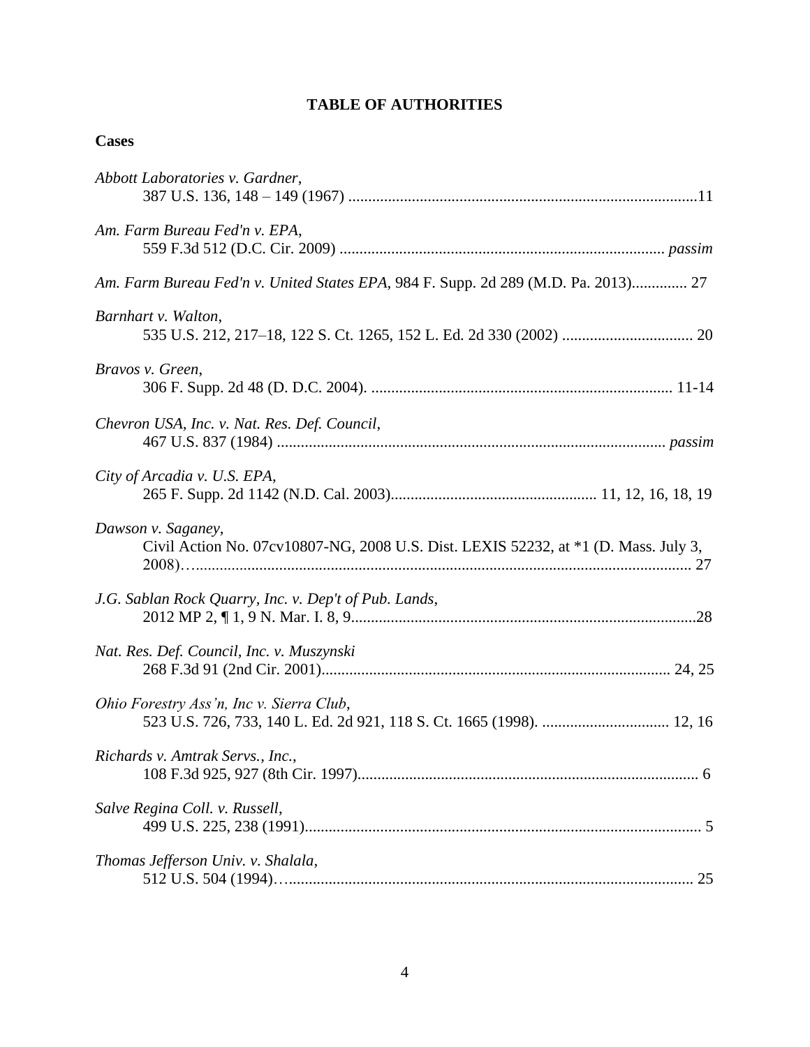# TABLE OF AUTHORITIES

## Cases

*Abbott Laboratories v. Gardner*,
387 U.S. 136, 148 – 149 (1967) ........................................................................................11

*Am. Farm Bureau Fed'n v. EPA*,
559 F.3d 512 (D.C. Cir. 2009) .................................................................................. *passim*

*Am. Farm Bureau Fed'n v. United States EPA*, 984 F. Supp. 2d 289 (M.D. Pa. 2013).............. 27

*Barnhart v. Walton*,
535 U.S. 212, 217–18, 122 S. Ct. 1265, 152 L. Ed. 2d 330 (2002) ................................. 20

*Bravos v. Green*,
306 F. Supp. 2d 48 (D. D.C. 2004). ............................................................................ 11-14

*Chevron USA, Inc. v. Nat. Res. Def. Council*,
467 U.S. 837 (1984) .................................................................................................. *passim*

*City of Arcadia v. U.S. EPA*,
265 F. Supp. 2d 1142 (N.D. Cal. 2003).................................................... 11, 12, 16, 18, 19

*Dawson v. Saganey*,
Civil Action No. 07cv10807-NG, 2008 U.S. Dist. LEXIS 52232, at *1 (D. Mass. July 3, 2008)…............................................................................................................................ 27

*J.G. Sablan Rock Quarry, Inc. v. Dep't of Pub. Lands*,
2012 MP 2, ¶ 1, 9 N. Mar. I. 8, 9.......................................................................................28

*Nat. Res. Def. Council, Inc. v. Muszynski*
268 F.3d 91 (2nd Cir. 2001)........................................................................................ 24, 25

*Ohio Forestry Ass'n, Inc v. Sierra Club*,
523 U.S. 726, 733, 140 L. Ed. 2d 921, 118 S. Ct. 1665 (1998). ................................ 12, 16

*Richards v. Amtrak Servs., Inc.*,
108 F.3d 925, 927 (8th Cir. 1997)..................................................................................... 6

*Salve Regina Coll. v. Russell*,
499 U.S. 225, 238 (1991).................................................................................................... 5

*Thomas Jefferson Univ. v. Shalala*,
512 U.S. 504 (1994)…....................................................................................................... 25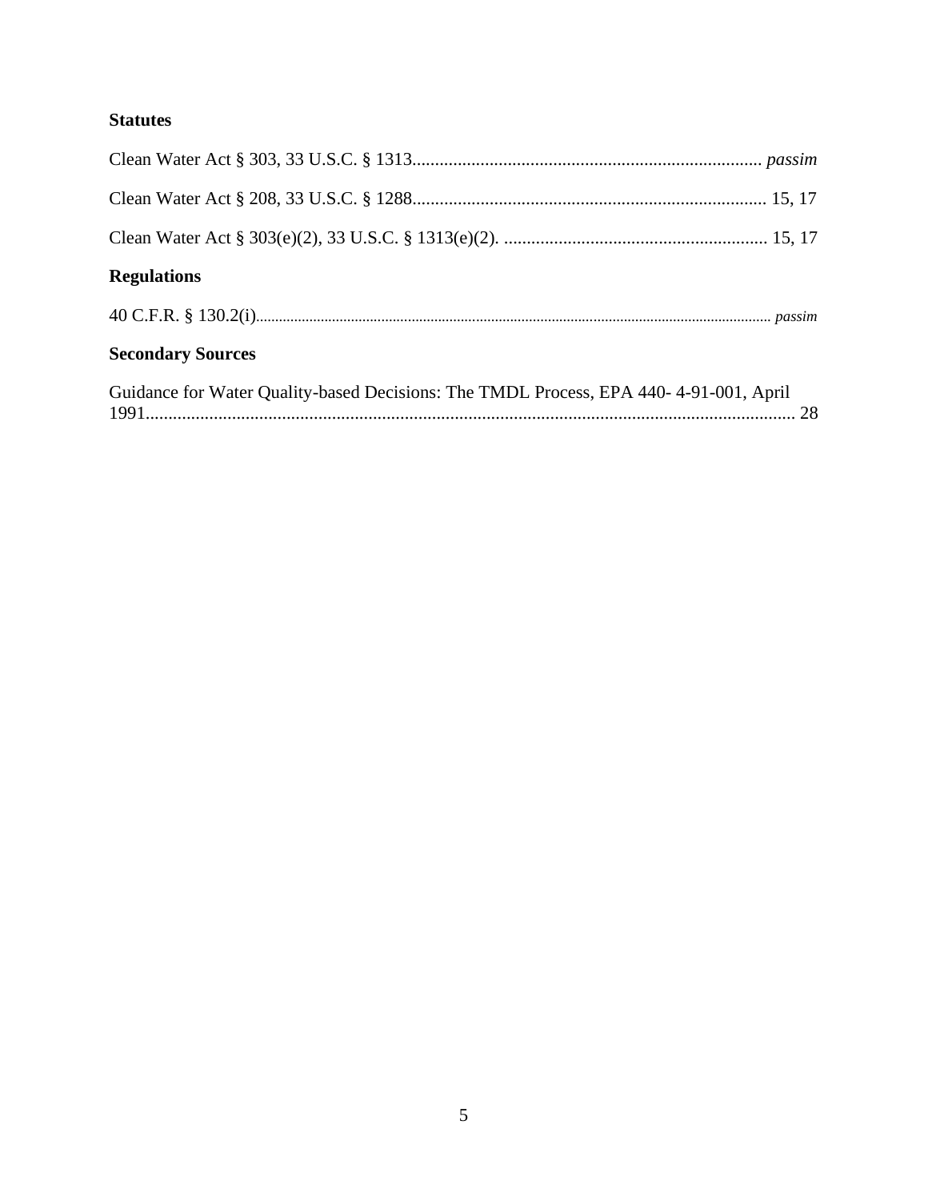### Statutes

Clean Water Act § 303, 33 U.S.C. § 1313............................................................................ *passim*

Clean Water Act § 208, 33 U.S.C. § 1288............................................................................ 15, 17

Clean Water Act § 303(e)(2), 33 U.S.C. § 1313(e)(2). ......................................................... 15, 17

### Regulations

40 C.F.R. § 130.2(i)........................................................................................................................ *passim*

### Secondary Sources

Guidance for Water Quality-based Decisions: The TMDL Process, EPA 440- 4-91-001, April 1991............................................................................................................................. 28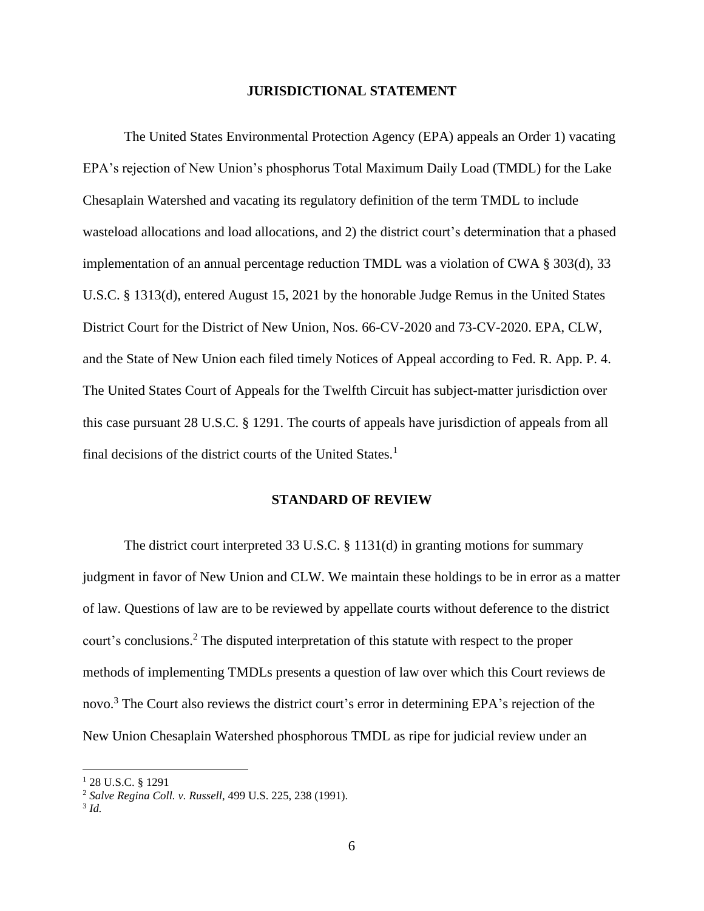## JURISDICTIONAL STATEMENT

The United States Environmental Protection Agency (EPA) appeals an Order 1) vacating EPA's rejection of New Union's phosphorus Total Maximum Daily Load (TMDL) for the Lake Chesaplain Watershed and vacating its regulatory definition of the term TMDL to include wasteload allocations and load allocations, and 2) the district court's determination that a phased implementation of an annual percentage reduction TMDL was a violation of CWA § 303(d), 33 U.S.C. § 1313(d), entered August 15, 2021 by the honorable Judge Remus in the United States District Court for the District of New Union, Nos. 66-CV-2020 and 73-CV-2020. EPA, CLW, and the State of New Union each filed timely Notices of Appeal according to Fed. R. App. P. 4. The United States Court of Appeals for the Twelfth Circuit has subject-matter jurisdiction over this case pursuant 28 U.S.C. § 1291. The courts of appeals have jurisdiction of appeals from all final decisions of the district courts of the United States.[1]

## STANDARD OF REVIEW

The district court interpreted 33 U.S.C. § 1131(d) in granting motions for summary judgment in favor of New Union and CLW. We maintain these holdings to be in error as a matter of law. Questions of law are to be reviewed by appellate courts without deference to the district court's conclusions.[2] The disputed interpretation of this statute with respect to the proper methods of implementing TMDLs presents a question of law over which this Court reviews de novo.[3] The Court also reviews the district court's error in determining EPA's rejection of the New Union Chesaplain Watershed phosphorous TMDL as ripe for judicial review under an

---

[1] 28 U.S.C. § 1291

[2] *Salve Regina Coll. v. Russell*, 499 U.S. 225, 238 (1991).

[3] *Id.*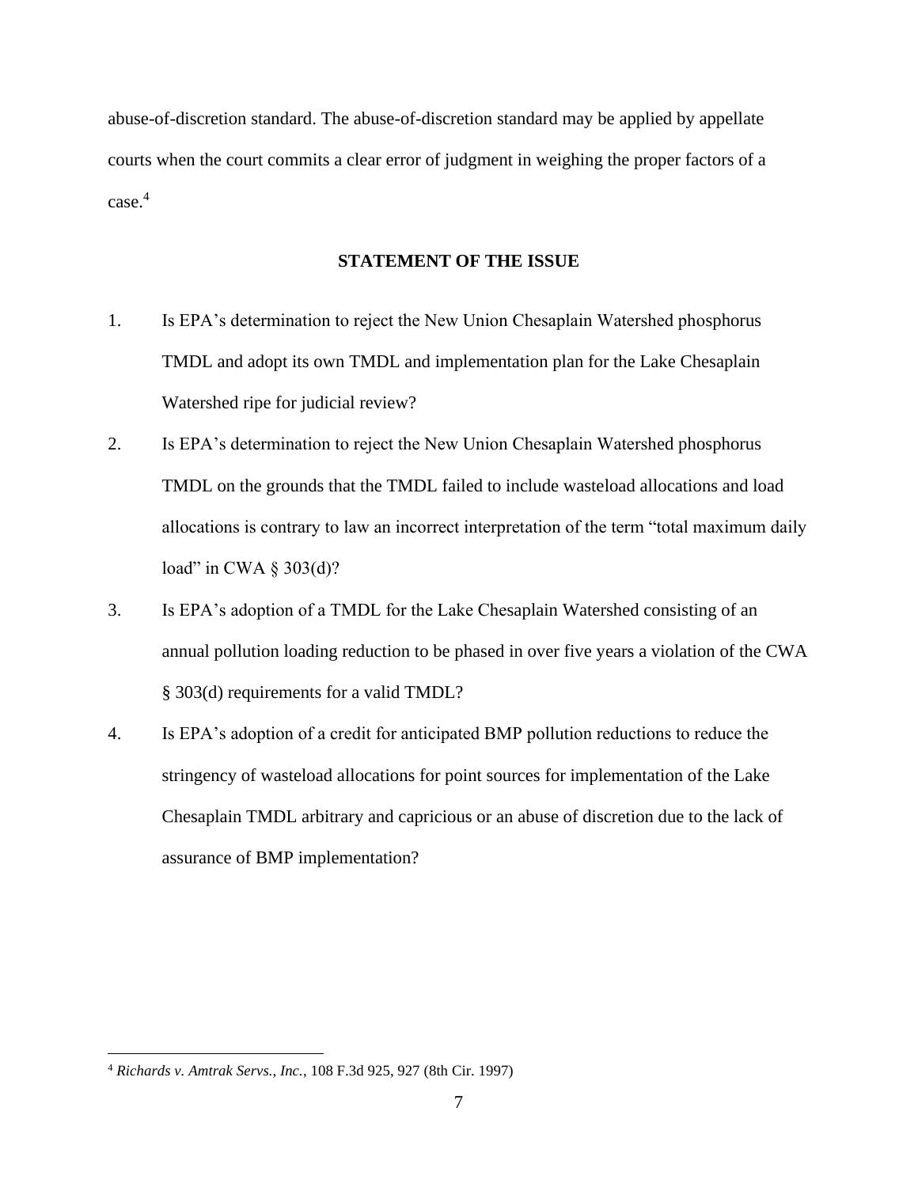abuse-of-discretion standard. The abuse-of-discretion standard may be applied by appellate courts when the court commits a clear error of judgment in weighing the proper factors of a case.[4]

## STATEMENT OF THE ISSUE

1. Is EPA's determination to reject the New Union Chesaplain Watershed phosphorus TMDL and adopt its own TMDL and implementation plan for the Lake Chesaplain Watershed ripe for judicial review?
2. Is EPA's determination to reject the New Union Chesaplain Watershed phosphorus TMDL on the grounds that the TMDL failed to include wasteload allocations and load allocations is contrary to law an incorrect interpretation of the term "total maximum daily load" in CWA § 303(d)?
3. Is EPA's adoption of a TMDL for the Lake Chesaplain Watershed consisting of an annual pollution loading reduction to be phased in over five years a violation of the CWA § 303(d) requirements for a valid TMDL?
4. Is EPA's adoption of a credit for anticipated BMP pollution reductions to reduce the stringency of wasteload allocations for point sources for implementation of the Lake Chesaplain TMDL arbitrary and capricious or an abuse of discretion due to the lack of assurance of BMP implementation?

---

[4] *Richards v. Amtrak Servs., Inc.*, 108 F.3d 925, 927 (8th Cir. 1997)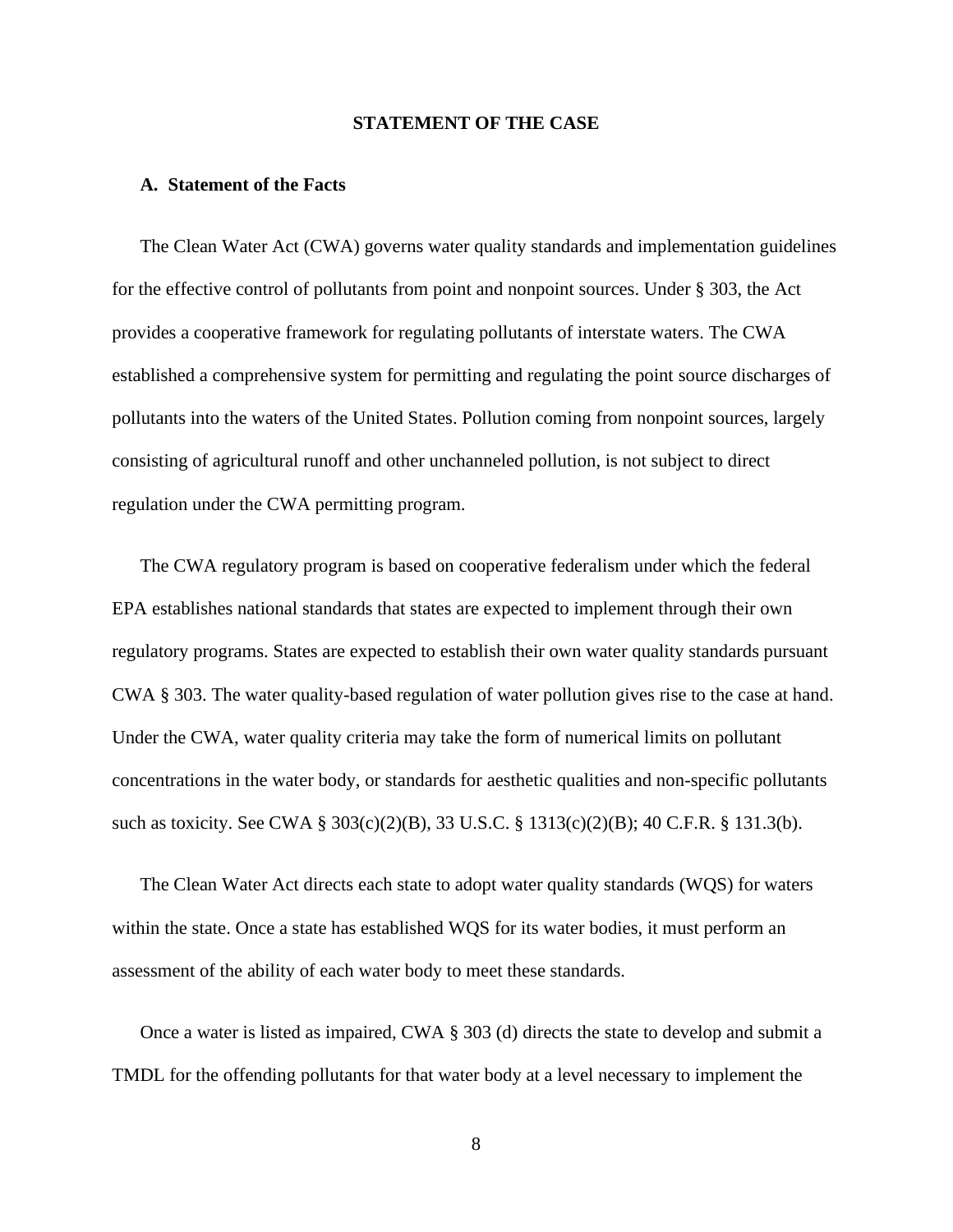## STATEMENT OF THE CASE

### A. Statement of the Facts

The Clean Water Act (CWA) governs water quality standards and implementation guidelines for the effective control of pollutants from point and nonpoint sources. Under § 303, the Act provides a cooperative framework for regulating pollutants of interstate waters. The CWA established a comprehensive system for permitting and regulating the point source discharges of pollutants into the waters of the United States. Pollution coming from nonpoint sources, largely consisting of agricultural runoff and other unchanneled pollution, is not subject to direct regulation under the CWA permitting program.

The CWA regulatory program is based on cooperative federalism under which the federal EPA establishes national standards that states are expected to implement through their own regulatory programs. States are expected to establish their own water quality standards pursuant CWA § 303. The water quality-based regulation of water pollution gives rise to the case at hand. Under the CWA, water quality criteria may take the form of numerical limits on pollutant concentrations in the water body, or standards for aesthetic qualities and non-specific pollutants such as toxicity. See CWA § 303(c)(2)(B), 33 U.S.C. § 1313(c)(2)(B); 40 C.F.R. § 131.3(b).

The Clean Water Act directs each state to adopt water quality standards (WQS) for waters within the state. Once a state has established WQS for its water bodies, it must perform an assessment of the ability of each water body to meet these standards.

Once a water is listed as impaired, CWA § 303 (d) directs the state to develop and submit a TMDL for the offending pollutants for that water body at a level necessary to implement the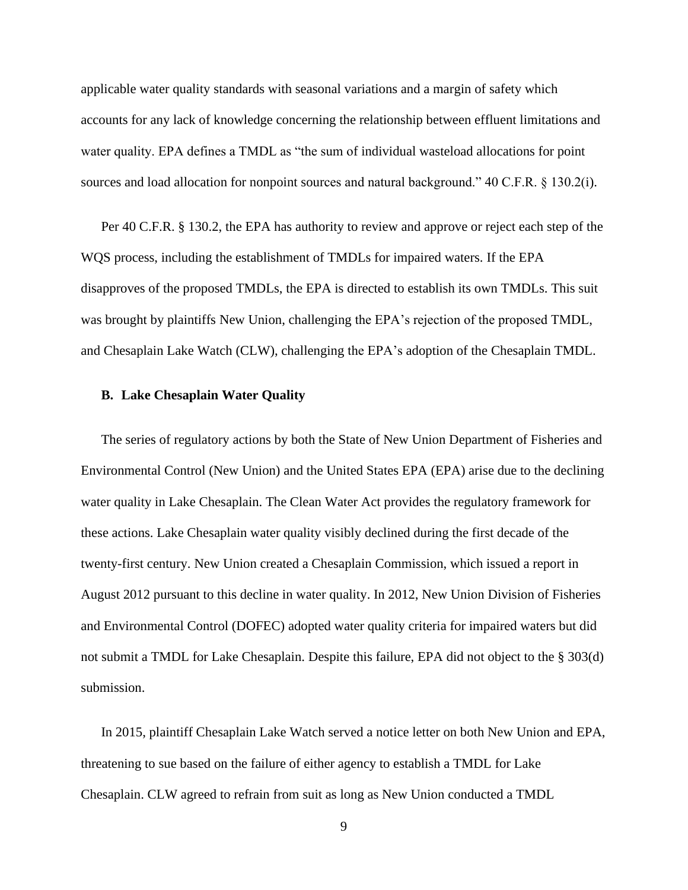applicable water quality standards with seasonal variations and a margin of safety which accounts for any lack of knowledge concerning the relationship between effluent limitations and water quality. EPA defines a TMDL as "the sum of individual wasteload allocations for point sources and load allocation for nonpoint sources and natural background." 40 C.F.R. § 130.2(i).

Per 40 C.F.R. § 130.2, the EPA has authority to review and approve or reject each step of the WQS process, including the establishment of TMDLs for impaired waters. If the EPA disapproves of the proposed TMDLs, the EPA is directed to establish its own TMDLs. This suit was brought by plaintiffs New Union, challenging the EPA's rejection of the proposed TMDL, and Chesaplain Lake Watch (CLW), challenging the EPA's adoption of the Chesaplain TMDL.

**B. Lake Chesaplain Water Quality**

The series of regulatory actions by both the State of New Union Department of Fisheries and Environmental Control (New Union) and the United States EPA (EPA) arise due to the declining water quality in Lake Chesaplain. The Clean Water Act provides the regulatory framework for these actions. Lake Chesaplain water quality visibly declined during the first decade of the twenty-first century. New Union created a Chesaplain Commission, which issued a report in August 2012 pursuant to this decline in water quality. In 2012, New Union Division of Fisheries and Environmental Control (DOFEC) adopted water quality criteria for impaired waters but did not submit a TMDL for Lake Chesaplain. Despite this failure, EPA did not object to the § 303(d) submission.

In 2015, plaintiff Chesaplain Lake Watch served a notice letter on both New Union and EPA, threatening to sue based on the failure of either agency to establish a TMDL for Lake Chesaplain. CLW agreed to refrain from suit as long as New Union conducted a TMDL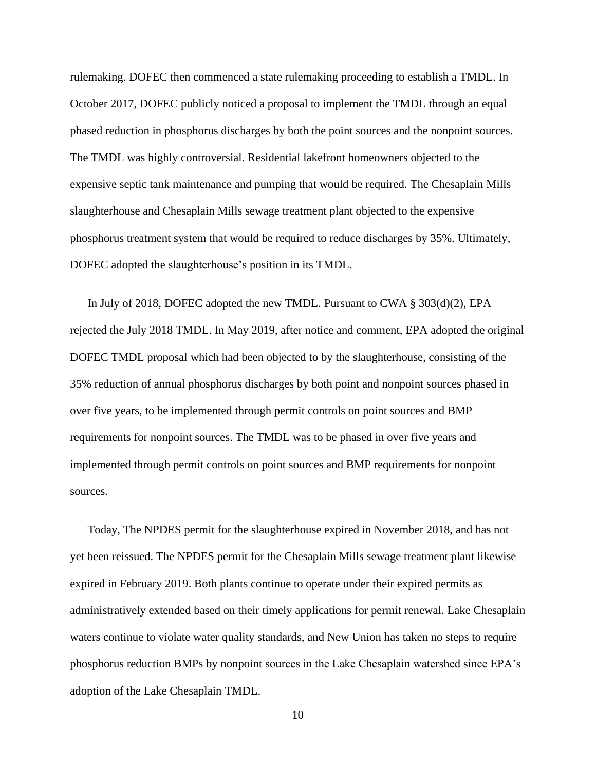rulemaking. DOFEC then commenced a state rulemaking proceeding to establish a TMDL. In October 2017, DOFEC publicly noticed a proposal to implement the TMDL through an equal phased reduction in phosphorus discharges by both the point sources and the nonpoint sources. The TMDL was highly controversial. Residential lakefront homeowners objected to the expensive septic tank maintenance and pumping that would be required. The Chesaplain Mills slaughterhouse and Chesaplain Mills sewage treatment plant objected to the expensive phosphorus treatment system that would be required to reduce discharges by 35%. Ultimately, DOFEC adopted the slaughterhouse's position in its TMDL.

In July of 2018, DOFEC adopted the new TMDL. Pursuant to CWA § 303(d)(2), EPA rejected the July 2018 TMDL. In May 2019, after notice and comment, EPA adopted the original DOFEC TMDL proposal which had been objected to by the slaughterhouse, consisting of the 35% reduction of annual phosphorus discharges by both point and nonpoint sources phased in over five years, to be implemented through permit controls on point sources and BMP requirements for nonpoint sources. The TMDL was to be phased in over five years and implemented through permit controls on point sources and BMP requirements for nonpoint sources.

Today, The NPDES permit for the slaughterhouse expired in November 2018, and has not yet been reissued. The NPDES permit for the Chesaplain Mills sewage treatment plant likewise expired in February 2019. Both plants continue to operate under their expired permits as administratively extended based on their timely applications for permit renewal. Lake Chesaplain waters continue to violate water quality standards, and New Union has taken no steps to require phosphorus reduction BMPs by nonpoint sources in the Lake Chesaplain watershed since EPA's adoption of the Lake Chesaplain TMDL.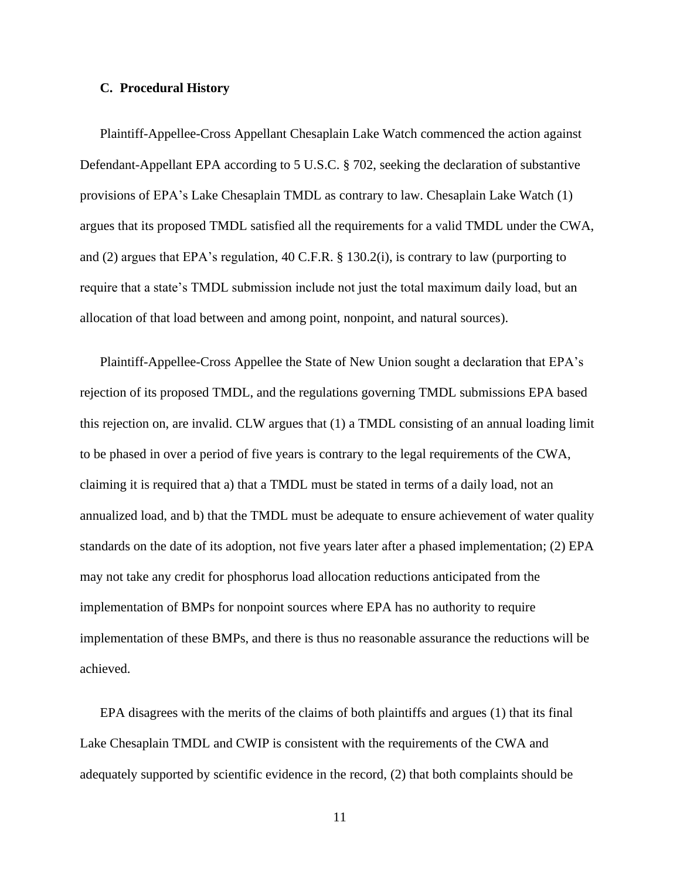### C. Procedural History

Plaintiff-Appellee-Cross Appellant Chesaplain Lake Watch commenced the action against Defendant-Appellant EPA according to 5 U.S.C. § 702, seeking the declaration of substantive provisions of EPA's Lake Chesaplain TMDL as contrary to law. Chesaplain Lake Watch (1) argues that its proposed TMDL satisfied all the requirements for a valid TMDL under the CWA, and (2) argues that EPA's regulation, 40 C.F.R. § 130.2(i), is contrary to law (purporting to require that a state's TMDL submission include not just the total maximum daily load, but an allocation of that load between and among point, nonpoint, and natural sources).

Plaintiff-Appellee-Cross Appellee the State of New Union sought a declaration that EPA's rejection of its proposed TMDL, and the regulations governing TMDL submissions EPA based this rejection on, are invalid. CLW argues that (1) a TMDL consisting of an annual loading limit to be phased in over a period of five years is contrary to the legal requirements of the CWA, claiming it is required that a) that a TMDL must be stated in terms of a daily load, not an annualized load, and b) that the TMDL must be adequate to ensure achievement of water quality standards on the date of its adoption, not five years later after a phased implementation; (2) EPA may not take any credit for phosphorus load allocation reductions anticipated from the implementation of BMPs for nonpoint sources where EPA has no authority to require implementation of these BMPs, and there is thus no reasonable assurance the reductions will be achieved.

EPA disagrees with the merits of the claims of both plaintiffs and argues (1) that its final Lake Chesaplain TMDL and CWIP is consistent with the requirements of the CWA and adequately supported by scientific evidence in the record, (2) that both complaints should be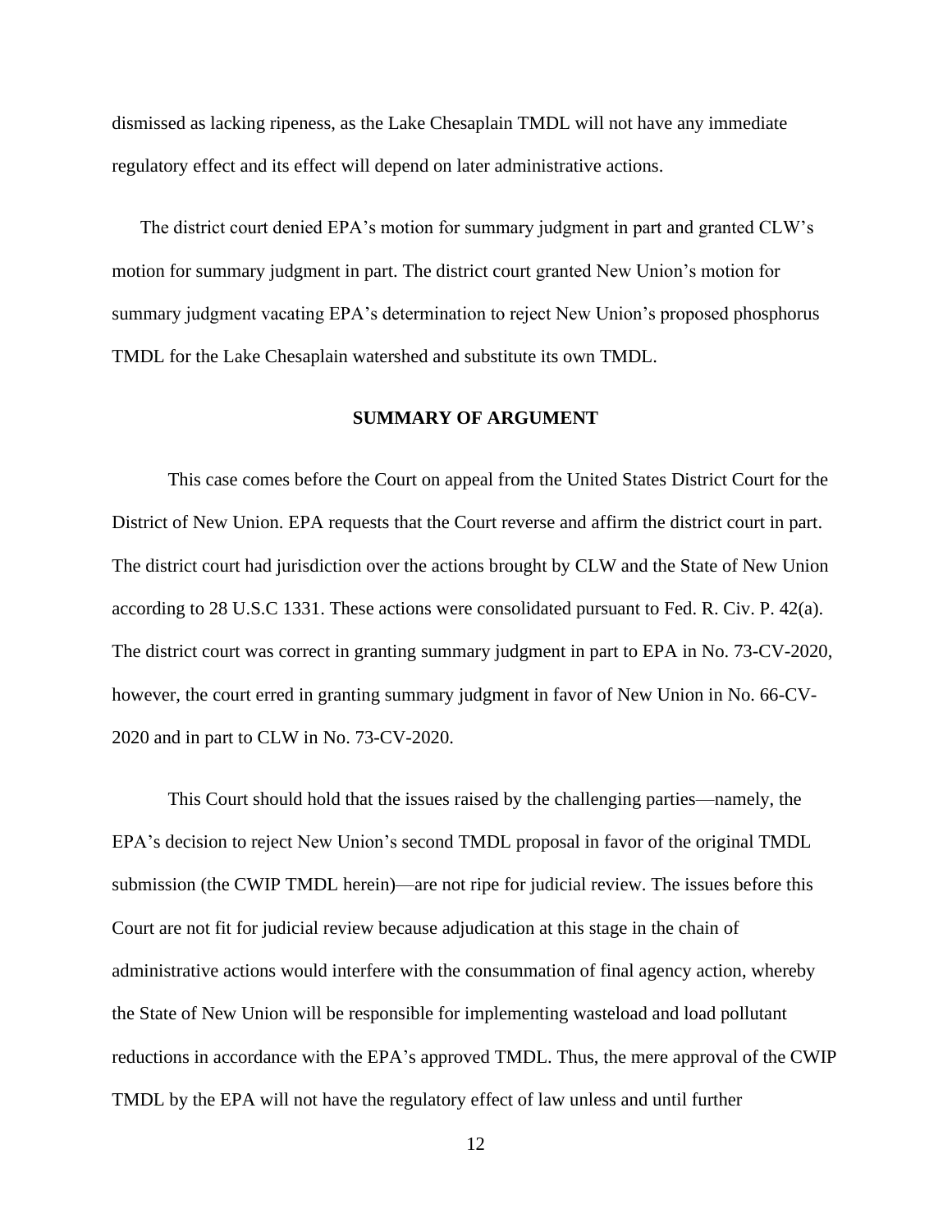dismissed as lacking ripeness, as the Lake Chesaplain TMDL will not have any immediate regulatory effect and its effect will depend on later administrative actions.

The district court denied EPA's motion for summary judgment in part and granted CLW's motion for summary judgment in part. The district court granted New Union's motion for summary judgment vacating EPA's determination to reject New Union's proposed phosphorus TMDL for the Lake Chesaplain watershed and substitute its own TMDL.

## SUMMARY OF ARGUMENT

This case comes before the Court on appeal from the United States District Court for the District of New Union. EPA requests that the Court reverse and affirm the district court in part. The district court had jurisdiction over the actions brought by CLW and the State of New Union according to 28 U.S.C 1331. These actions were consolidated pursuant to Fed. R. Civ. P. 42(a). The district court was correct in granting summary judgment in part to EPA in No. 73-CV-2020, however, the court erred in granting summary judgment in favor of New Union in No. 66-CV-2020 and in part to CLW in No. 73-CV-2020.

This Court should hold that the issues raised by the challenging parties—namely, the EPA's decision to reject New Union's second TMDL proposal in favor of the original TMDL submission (the CWIP TMDL herein)—are not ripe for judicial review. The issues before this Court are not fit for judicial review because adjudication at this stage in the chain of administrative actions would interfere with the consummation of final agency action, whereby the State of New Union will be responsible for implementing wasteload and load pollutant reductions in accordance with the EPA's approved TMDL. Thus, the mere approval of the CWIP TMDL by the EPA will not have the regulatory effect of law unless and until further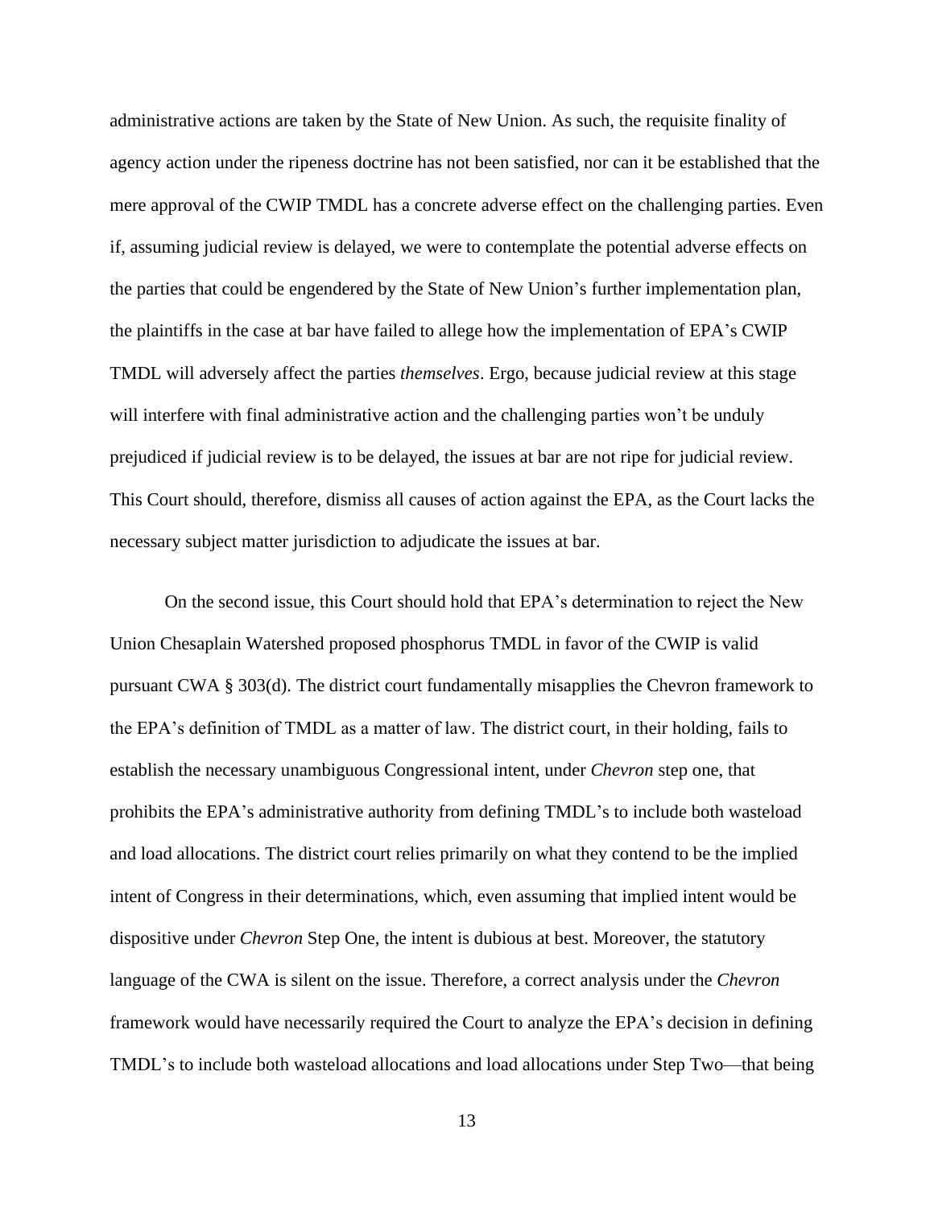administrative actions are taken by the State of New Union. As such, the requisite finality of agency action under the ripeness doctrine has not been satisfied, nor can it be established that the mere approval of the CWIP TMDL has a concrete adverse effect on the challenging parties. Even if, assuming judicial review is delayed, we were to contemplate the potential adverse effects on the parties that could be engendered by the State of New Union's further implementation plan, the plaintiffs in the case at bar have failed to allege how the implementation of EPA's CWIP TMDL will adversely affect the parties *themselves*. Ergo, because judicial review at this stage will interfere with final administrative action and the challenging parties won't be unduly prejudiced if judicial review is to be delayed, the issues at bar are not ripe for judicial review. This Court should, therefore, dismiss all causes of action against the EPA, as the Court lacks the necessary subject matter jurisdiction to adjudicate the issues at bar.

On the second issue, this Court should hold that EPA's determination to reject the New Union Chesaplain Watershed proposed phosphorus TMDL in favor of the CWIP is valid pursuant CWA § 303(d). The district court fundamentally misapplies the Chevron framework to the EPA's definition of TMDL as a matter of law. The district court, in their holding, fails to establish the necessary unambiguous Congressional intent, under *Chevron* step one, that prohibits the EPA's administrative authority from defining TMDL's to include both wasteload and load allocations. The district court relies primarily on what they contend to be the implied intent of Congress in their determinations, which, even assuming that implied intent would be dispositive under *Chevron* Step One, the intent is dubious at best. Moreover, the statutory language of the CWA is silent on the issue. Therefore, a correct analysis under the *Chevron* framework would have necessarily required the Court to analyze the EPA's decision in defining TMDL's to include both wasteload allocations and load allocations under Step Two—that being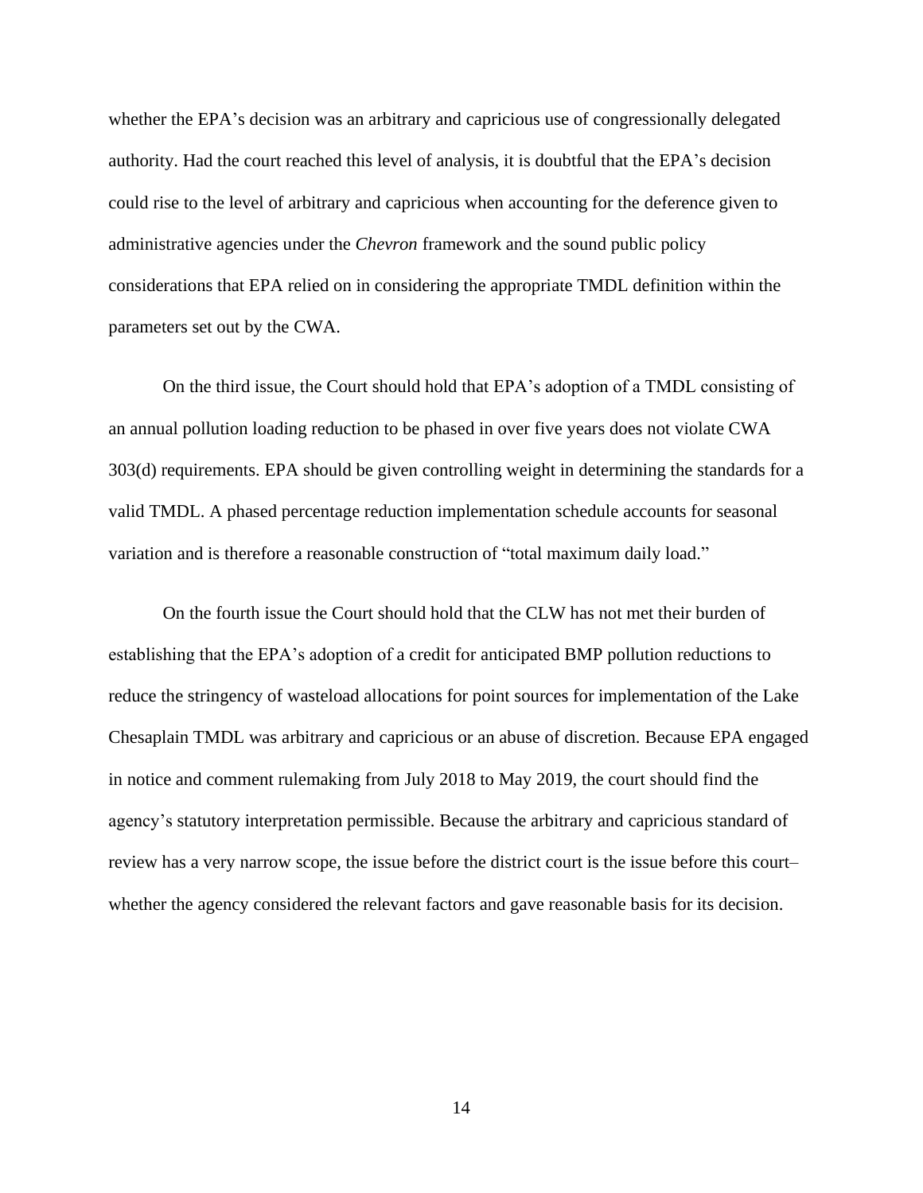whether the EPA's decision was an arbitrary and capricious use of congressionally delegated authority. Had the court reached this level of analysis, it is doubtful that the EPA's decision could rise to the level of arbitrary and capricious when accounting for the deference given to administrative agencies under the *Chevron* framework and the sound public policy considerations that EPA relied on in considering the appropriate TMDL definition within the parameters set out by the CWA.

On the third issue, the Court should hold that EPA's adoption of a TMDL consisting of an annual pollution loading reduction to be phased in over five years does not violate CWA 303(d) requirements. EPA should be given controlling weight in determining the standards for a valid TMDL. A phased percentage reduction implementation schedule accounts for seasonal variation and is therefore a reasonable construction of "total maximum daily load."

On the fourth issue the Court should hold that the CLW has not met their burden of establishing that the EPA's adoption of a credit for anticipated BMP pollution reductions to reduce the stringency of wasteload allocations for point sources for implementation of the Lake Chesaplain TMDL was arbitrary and capricious or an abuse of discretion. Because EPA engaged in notice and comment rulemaking from July 2018 to May 2019, the court should find the agency's statutory interpretation permissible. Because the arbitrary and capricious standard of review has a very narrow scope, the issue before the district court is the issue before this court– whether the agency considered the relevant factors and gave reasonable basis for its decision.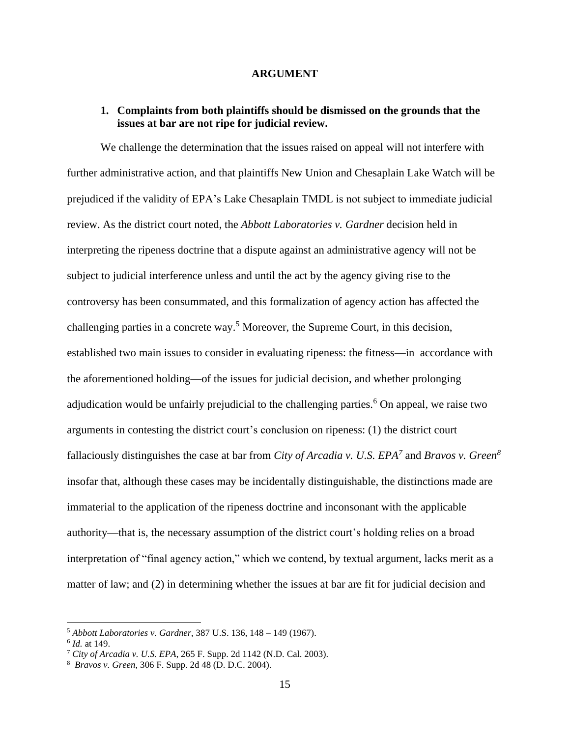## ARGUMENT

### 1. Complaints from both plaintiffs should be dismissed on the grounds that the issues at bar are not ripe for judicial review.

We challenge the determination that the issues raised on appeal will not interfere with further administrative action, and that plaintiffs New Union and Chesaplain Lake Watch will be prejudiced if the validity of EPA's Lake Chesaplain TMDL is not subject to immediate judicial review. As the district court noted, the *Abbott Laboratories v. Gardner* decision held in interpreting the ripeness doctrine that a dispute against an administrative agency will not be subject to judicial interference unless and until the act by the agency giving rise to the controversy has been consummated, and this formalization of agency action has affected the challenging parties in a concrete way.[5] Moreover, the Supreme Court, in this decision, established two main issues to consider in evaluating ripeness: the fitness—in accordance with the aforementioned holding—of the issues for judicial decision, and whether prolonging adjudication would be unfairly prejudicial to the challenging parties.[6] On appeal, we raise two arguments in contesting the district court's conclusion on ripeness: (1) the district court fallaciously distinguishes the case at bar from *City of Arcadia v. U.S. EPA*[7] and *Bravos v. Green*[8] insofar that, although these cases may be incidentally distinguishable, the distinctions made are immaterial to the application of the ripeness doctrine and inconsonant with the applicable authority—that is, the necessary assumption of the district court's holding relies on a broad interpretation of "final agency action," which we contend, by textual argument, lacks merit as a matter of law; and (2) in determining whether the issues at bar are fit for judicial decision and

---

[5] *Abbott Laboratories v. Gardner*, 387 U.S. 136, 148 – 149 (1967).

[6] *Id.* at 149.

[7] *City of Arcadia v. U.S. EPA*, 265 F. Supp. 2d 1142 (N.D. Cal. 2003).

[8] *Bravos v. Green*, 306 F. Supp. 2d 48 (D. D.C. 2004).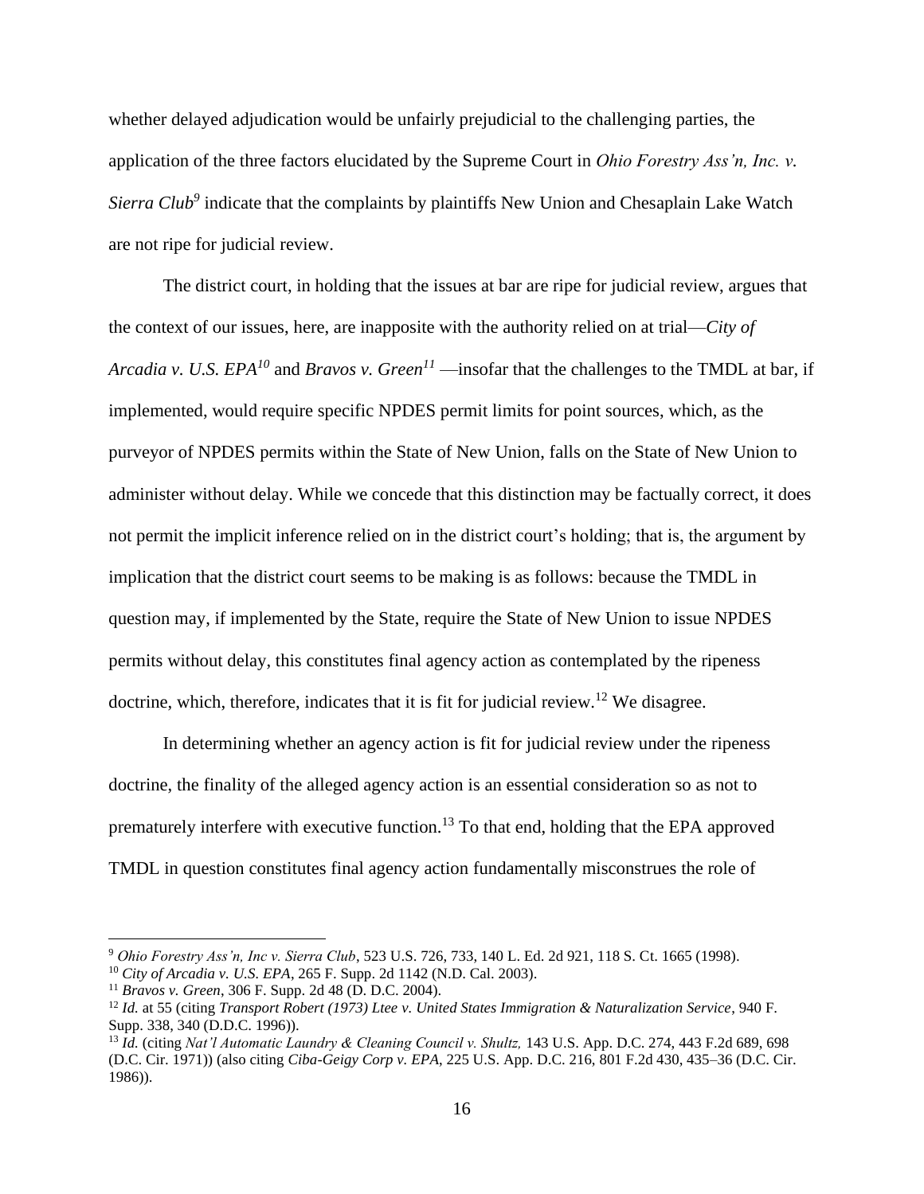whether delayed adjudication would be unfairly prejudicial to the challenging parties, the application of the three factors elucidated by the Supreme Court in *Ohio Forestry Ass'n, Inc. v. Sierra Club*[9] indicate that the complaints by plaintiffs New Union and Chesaplain Lake Watch are not ripe for judicial review.

The district court, in holding that the issues at bar are ripe for judicial review, argues that the context of our issues, here, are inapposite with the authority relied on at trial—*City of Arcadia v. U.S. EPA*[10] and *Bravos v. Green*[11] —insofar that the challenges to the TMDL at bar, if implemented, would require specific NPDES permit limits for point sources, which, as the purveyor of NPDES permits within the State of New Union, falls on the State of New Union to administer without delay. While we concede that this distinction may be factually correct, it does not permit the implicit inference relied on in the district court's holding; that is, the argument by implication that the district court seems to be making is as follows: because the TMDL in question may, if implemented by the State, require the State of New Union to issue NPDES permits without delay, this constitutes final agency action as contemplated by the ripeness doctrine, which, therefore, indicates that it is fit for judicial review.[12] We disagree.

In determining whether an agency action is fit for judicial review under the ripeness doctrine, the finality of the alleged agency action is an essential consideration so as not to prematurely interfere with executive function.[13] To that end, holding that the EPA approved TMDL in question constitutes final agency action fundamentally misconstrues the role of

---

[9] *Ohio Forestry Ass'n, Inc v. Sierra Club*, 523 U.S. 726, 733, 140 L. Ed. 2d 921, 118 S. Ct. 1665 (1998).

[10] *City of Arcadia v. U.S. EPA*, 265 F. Supp. 2d 1142 (N.D. Cal. 2003).

[11] *Bravos v. Green*, 306 F. Supp. 2d 48 (D. D.C. 2004).

[12] *Id.* at 55 (citing *Transport Robert (1973) Ltee v. United States Immigration & Naturalization Service*, 940 F. Supp. 338, 340 (D.D.C. 1996)).

[13] *Id.* (citing *Nat'l Automatic Laundry & Cleaning Council v. Shultz,* 143 U.S. App. D.C. 274, 443 F.2d 689, 698 (D.C. Cir. 1971)) (also citing *Ciba-Geigy Corp v. EPA*, 225 U.S. App. D.C. 216, 801 F.2d 430, 435–36 (D.C. Cir. 1986)).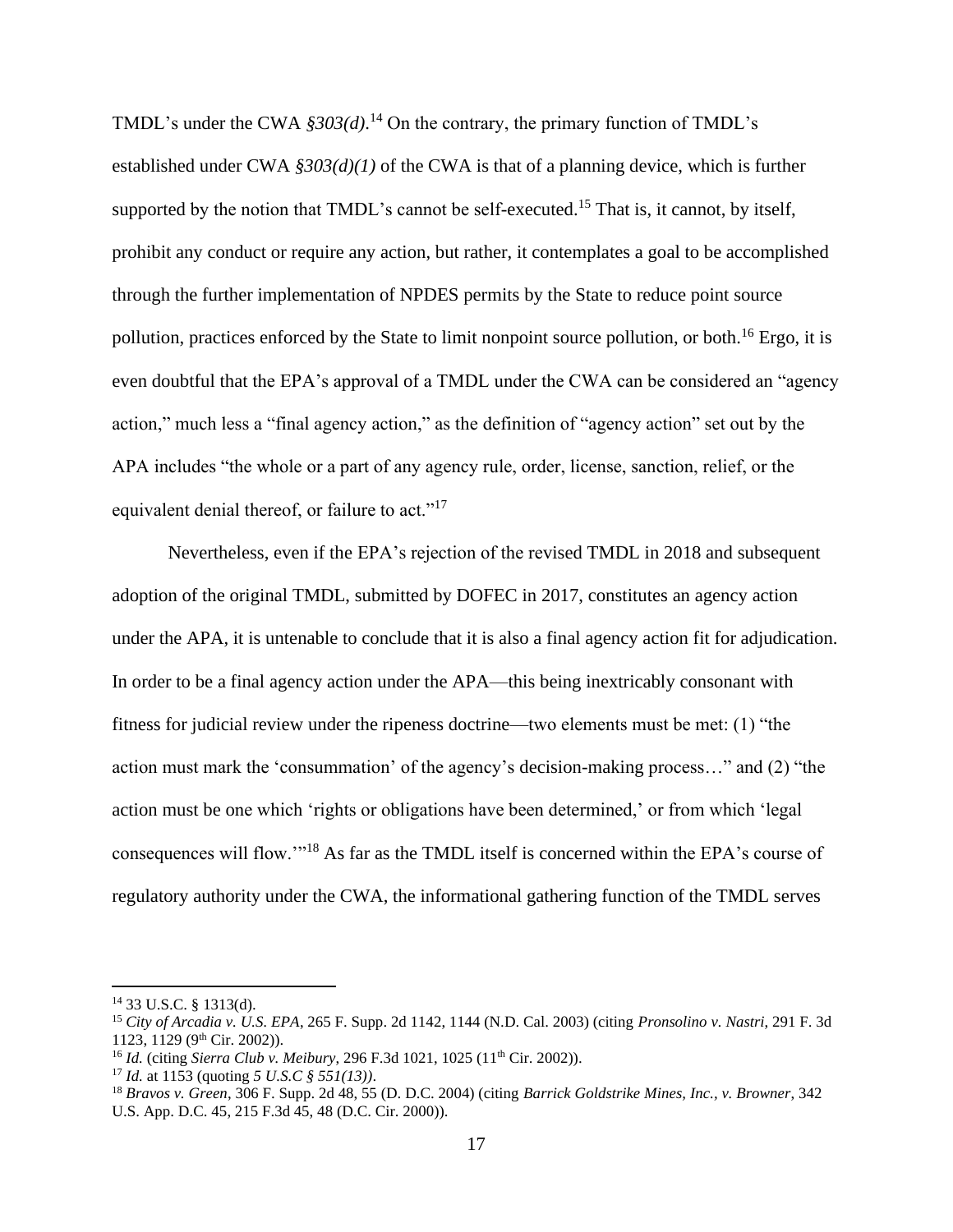TMDL's under the CWA *§303(d)*.[14] On the contrary, the primary function of TMDL's established under CWA *§303(d)(1)* of the CWA is that of a planning device, which is further supported by the notion that TMDL's cannot be self-executed.[15] That is, it cannot, by itself, prohibit any conduct or require any action, but rather, it contemplates a goal to be accomplished through the further implementation of NPDES permits by the State to reduce point source pollution, practices enforced by the State to limit nonpoint source pollution, or both.[16] Ergo, it is even doubtful that the EPA's approval of a TMDL under the CWA can be considered an "agency action," much less a "final agency action," as the definition of "agency action" set out by the APA includes "the whole or a part of any agency rule, order, license, sanction, relief, or the equivalent denial thereof, or failure to act."[17]

Nevertheless, even if the EPA's rejection of the revised TMDL in 2018 and subsequent adoption of the original TMDL, submitted by DOFEC in 2017, constitutes an agency action under the APA, it is untenable to conclude that it is also a final agency action fit for adjudication. In order to be a final agency action under the APA—this being inextricably consonant with fitness for judicial review under the ripeness doctrine—two elements must be met: (1) "the action must mark the 'consummation' of the agency's decision-making process…" and (2) "the action must be one which 'rights or obligations have been determined,' or from which 'legal consequences will flow.'"[18] As far as the TMDL itself is concerned within the EPA's course of regulatory authority under the CWA, the informational gathering function of the TMDL serves

---

[14] 33 U.S.C. § 1313(d).

[15] *City of Arcadia v. U.S. EPA*, 265 F. Supp. 2d 1142, 1144 (N.D. Cal. 2003) (citing *Pronsolino v. Nastri*, 291 F. 3d 1123, 1129 (9th Cir. 2002)).

[16] *Id.* (citing *Sierra Club v. Meibury*, 296 F.3d 1021, 1025 (11th Cir. 2002)).

[17] *Id.* at 1153 (quoting *5 U.S.C § 551(13))*.

[18] *Bravos v. Green*, 306 F. Supp. 2d 48, 55 (D. D.C. 2004) (citing *Barrick Goldstrike Mines, Inc., v. Browner*, 342 U.S. App. D.C. 45, 215 F.3d 45, 48 (D.C. Cir. 2000)).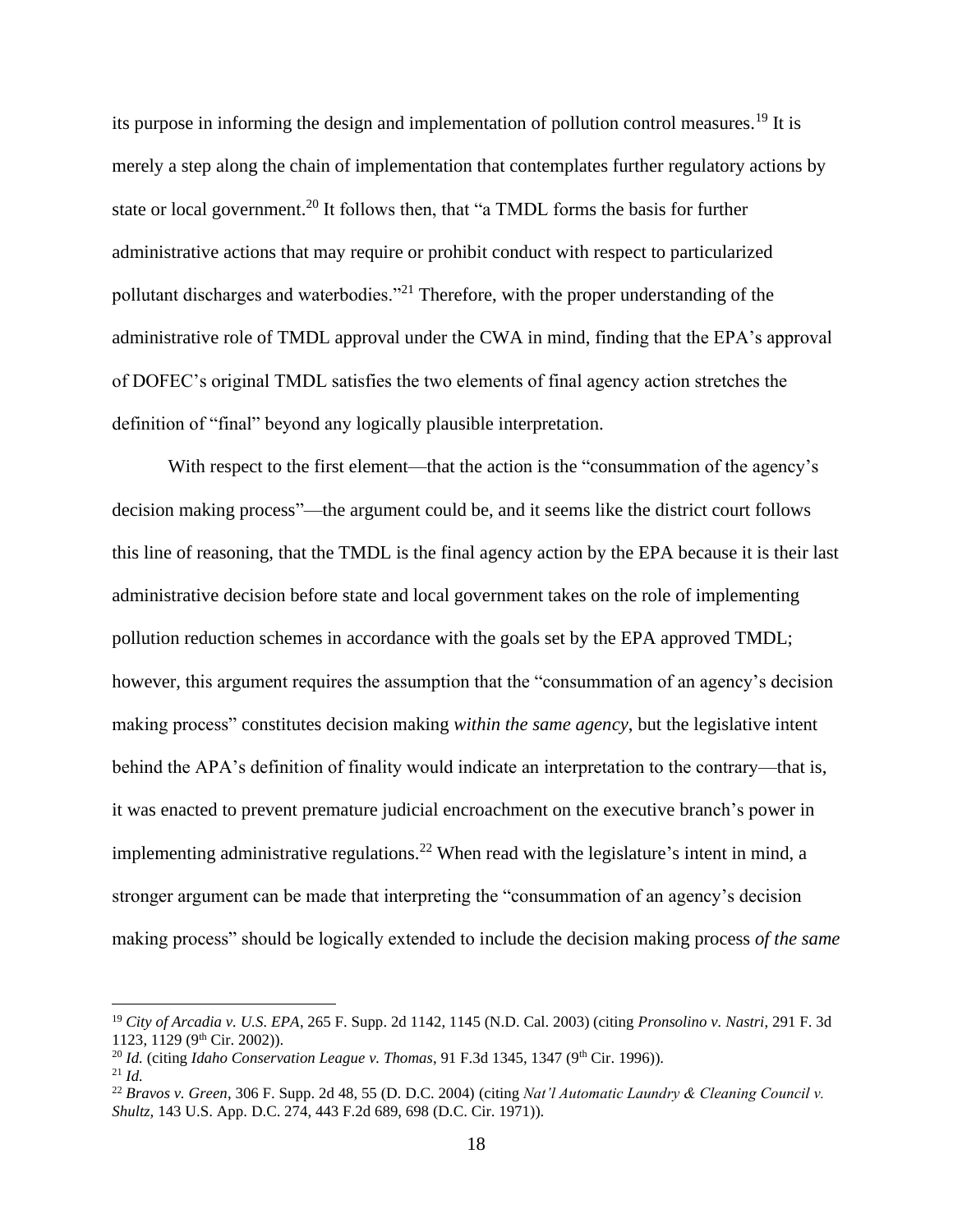its purpose in informing the design and implementation of pollution control measures.[19] It is merely a step along the chain of implementation that contemplates further regulatory actions by state or local government.[20] It follows then, that "a TMDL forms the basis for further administrative actions that may require or prohibit conduct with respect to particularized pollutant discharges and waterbodies."[21] Therefore, with the proper understanding of the administrative role of TMDL approval under the CWA in mind, finding that the EPA's approval of DOFEC's original TMDL satisfies the two elements of final agency action stretches the definition of "final" beyond any logically plausible interpretation.

With respect to the first element—that the action is the "consummation of the agency's decision making process"—the argument could be, and it seems like the district court follows this line of reasoning, that the TMDL is the final agency action by the EPA because it is their last administrative decision before state and local government takes on the role of implementing pollution reduction schemes in accordance with the goals set by the EPA approved TMDL; however, this argument requires the assumption that the "consummation of an agency's decision making process" constitutes decision making *within the same agency*, but the legislative intent behind the APA's definition of finality would indicate an interpretation to the contrary—that is, it was enacted to prevent premature judicial encroachment on the executive branch's power in implementing administrative regulations.[22] When read with the legislature's intent in mind, a stronger argument can be made that interpreting the "consummation of an agency's decision making process" should be logically extended to include the decision making process *of the same*

---

[19] *City of Arcadia v. U.S. EPA*, 265 F. Supp. 2d 1142, 1145 (N.D. Cal. 2003) (citing *Pronsolino v. Nastri*, 291 F. 3d 1123, 1129 (9th Cir. 2002)).

[20] *Id.* (citing *Idaho Conservation League v. Thomas*, 91 F.3d 1345, 1347 (9th Cir. 1996)).

[21] *Id.*

[22] *Bravos v. Green*, 306 F. Supp. 2d 48, 55 (D. D.C. 2004) (citing *Nat'l Automatic Laundry & Cleaning Council v. Shultz*, 143 U.S. App. D.C. 274, 443 F.2d 689, 698 (D.C. Cir. 1971)).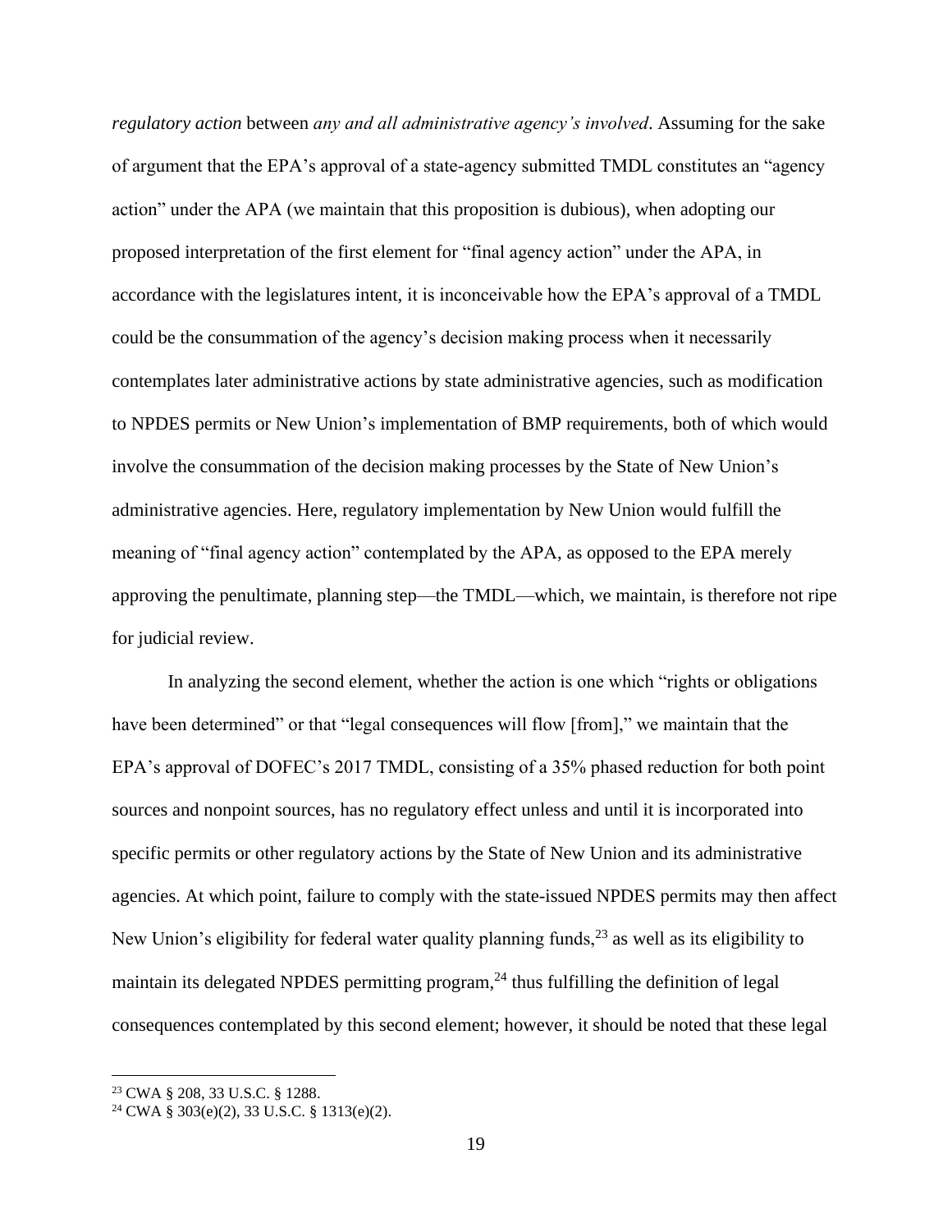*regulatory action* between *any and all administrative agency's involved*. Assuming for the sake of argument that the EPA's approval of a state-agency submitted TMDL constitutes an "agency action" under the APA (we maintain that this proposition is dubious), when adopting our proposed interpretation of the first element for "final agency action" under the APA, in accordance with the legislatures intent, it is inconceivable how the EPA's approval of a TMDL could be the consummation of the agency's decision making process when it necessarily contemplates later administrative actions by state administrative agencies, such as modification to NPDES permits or New Union's implementation of BMP requirements, both of which would involve the consummation of the decision making processes by the State of New Union's administrative agencies. Here, regulatory implementation by New Union would fulfill the meaning of "final agency action" contemplated by the APA, as opposed to the EPA merely approving the penultimate, planning step—the TMDL—which, we maintain, is therefore not ripe for judicial review.

In analyzing the second element, whether the action is one which "rights or obligations have been determined" or that "legal consequences will flow [from]," we maintain that the EPA's approval of DOFEC's 2017 TMDL, consisting of a 35% phased reduction for both point sources and nonpoint sources, has no regulatory effect unless and until it is incorporated into specific permits or other regulatory actions by the State of New Union and its administrative agencies. At which point, failure to comply with the state-issued NPDES permits may then affect New Union's eligibility for federal water quality planning funds,[23] as well as its eligibility to maintain its delegated NPDES permitting program,[24] thus fulfilling the definition of legal consequences contemplated by this second element; however, it should be noted that these legal

[23] CWA § 208, 33 U.S.C. § 1288.

[24] CWA § 303(e)(2), 33 U.S.C. § 1313(e)(2).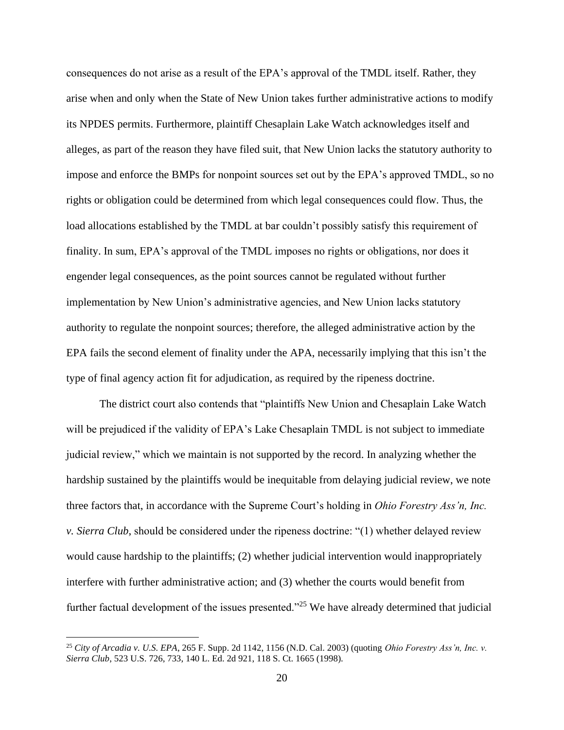consequences do not arise as a result of the EPA's approval of the TMDL itself. Rather, they arise when and only when the State of New Union takes further administrative actions to modify its NPDES permits. Furthermore, plaintiff Chesaplain Lake Watch acknowledges itself and alleges, as part of the reason they have filed suit, that New Union lacks the statutory authority to impose and enforce the BMPs for nonpoint sources set out by the EPA's approved TMDL, so no rights or obligation could be determined from which legal consequences could flow. Thus, the load allocations established by the TMDL at bar couldn't possibly satisfy this requirement of finality. In sum, EPA's approval of the TMDL imposes no rights or obligations, nor does it engender legal consequences, as the point sources cannot be regulated without further implementation by New Union's administrative agencies, and New Union lacks statutory authority to regulate the nonpoint sources; therefore, the alleged administrative action by the EPA fails the second element of finality under the APA, necessarily implying that this isn't the type of final agency action fit for adjudication, as required by the ripeness doctrine.

The district court also contends that "plaintiffs New Union and Chesaplain Lake Watch will be prejudiced if the validity of EPA's Lake Chesaplain TMDL is not subject to immediate judicial review," which we maintain is not supported by the record. In analyzing whether the hardship sustained by the plaintiffs would be inequitable from delaying judicial review, we note three factors that, in accordance with the Supreme Court's holding in *Ohio Forestry Ass'n, Inc. v. Sierra Club*, should be considered under the ripeness doctrine: "(1) whether delayed review would cause hardship to the plaintiffs; (2) whether judicial intervention would inappropriately interfere with further administrative action; and (3) whether the courts would benefit from further factual development of the issues presented."[25] We have already determined that judicial

[25] *City of Arcadia v. U.S. EPA*, 265 F. Supp. 2d 1142, 1156 (N.D. Cal. 2003) (quoting *Ohio Forestry Ass'n, Inc. v. Sierra Club*, 523 U.S. 726, 733, 140 L. Ed. 2d 921, 118 S. Ct. 1665 (1998).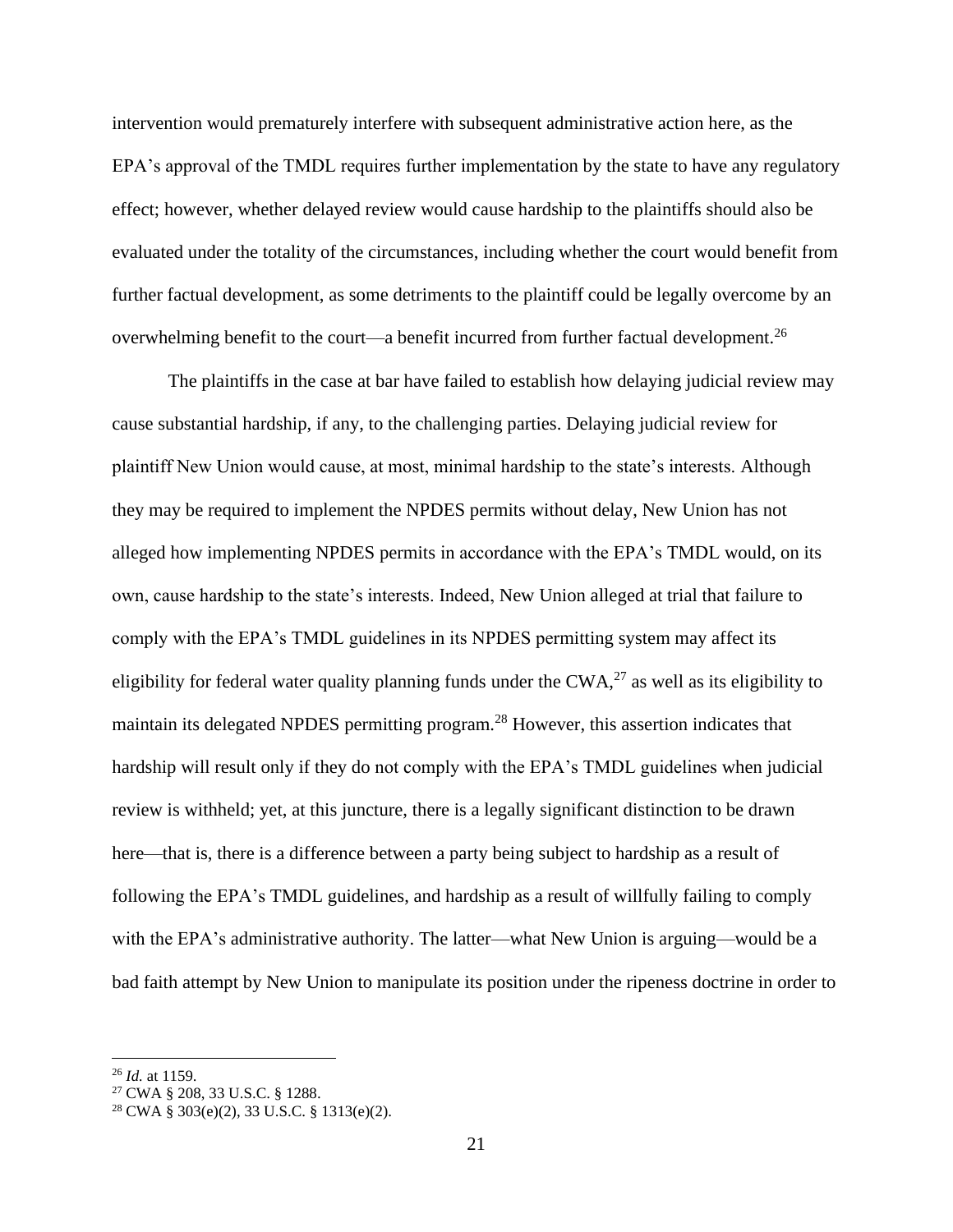intervention would prematurely interfere with subsequent administrative action here, as the EPA's approval of the TMDL requires further implementation by the state to have any regulatory effect; however, whether delayed review would cause hardship to the plaintiffs should also be evaluated under the totality of the circumstances, including whether the court would benefit from further factual development, as some detriments to the plaintiff could be legally overcome by an overwhelming benefit to the court—a benefit incurred from further factual development.[26]

The plaintiffs in the case at bar have failed to establish how delaying judicial review may cause substantial hardship, if any, to the challenging parties. Delaying judicial review for plaintiff New Union would cause, at most, minimal hardship to the state's interests. Although they may be required to implement the NPDES permits without delay, New Union has not alleged how implementing NPDES permits in accordance with the EPA's TMDL would, on its own, cause hardship to the state's interests. Indeed, New Union alleged at trial that failure to comply with the EPA's TMDL guidelines in its NPDES permitting system may affect its eligibility for federal water quality planning funds under the CWA,[27] as well as its eligibility to maintain its delegated NPDES permitting program.[28] However, this assertion indicates that hardship will result only if they do not comply with the EPA's TMDL guidelines when judicial review is withheld; yet, at this juncture, there is a legally significant distinction to be drawn here—that is, there is a difference between a party being subject to hardship as a result of following the EPA's TMDL guidelines, and hardship as a result of willfully failing to comply with the EPA's administrative authority. The latter—what New Union is arguing—would be a bad faith attempt by New Union to manipulate its position under the ripeness doctrine in order to

---

[26] *Id.* at 1159.

[27] CWA § 208, 33 U.S.C. § 1288.

[28] CWA § 303(e)(2), 33 U.S.C. § 1313(e)(2).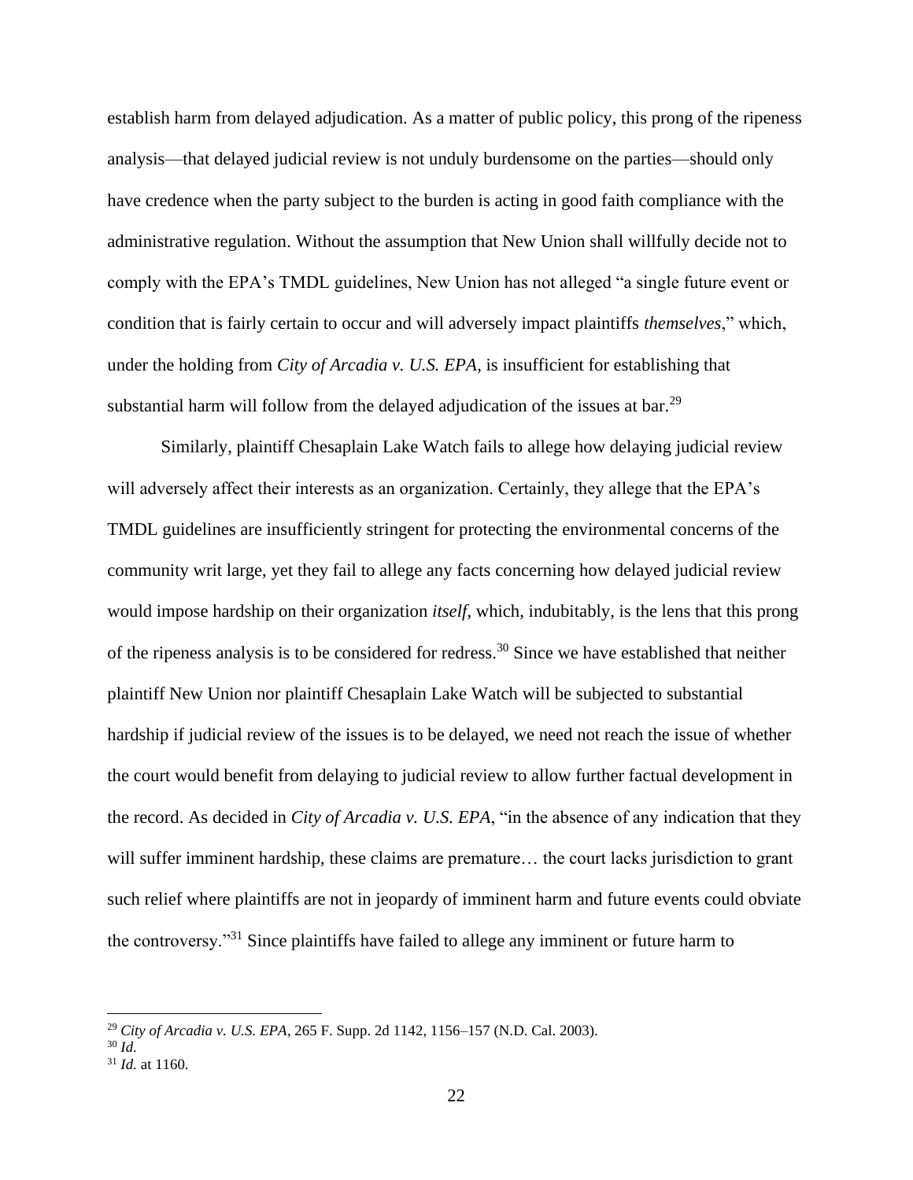establish harm from delayed adjudication. As a matter of public policy, this prong of the ripeness analysis—that delayed judicial review is not unduly burdensome on the parties—should only have credence when the party subject to the burden is acting in good faith compliance with the administrative regulation. Without the assumption that New Union shall willfully decide not to comply with the EPA's TMDL guidelines, New Union has not alleged "a single future event or condition that is fairly certain to occur and will adversely impact plaintiffs *themselves*," which, under the holding from *City of Arcadia v. U.S. EPA*, is insufficient for establishing that substantial harm will follow from the delayed adjudication of the issues at bar.[29]

Similarly, plaintiff Chesaplain Lake Watch fails to allege how delaying judicial review will adversely affect their interests as an organization. Certainly, they allege that the EPA's TMDL guidelines are insufficiently stringent for protecting the environmental concerns of the community writ large, yet they fail to allege any facts concerning how delayed judicial review would impose hardship on their organization *itself*, which, indubitably, is the lens that this prong of the ripeness analysis is to be considered for redress.[30] Since we have established that neither plaintiff New Union nor plaintiff Chesaplain Lake Watch will be subjected to substantial hardship if judicial review of the issues is to be delayed, we need not reach the issue of whether the court would benefit from delaying to judicial review to allow further factual development in the record. As decided in *City of Arcadia v. U.S. EPA*, "in the absence of any indication that they will suffer imminent hardship, these claims are premature… the court lacks jurisdiction to grant such relief where plaintiffs are not in jeopardy of imminent harm and future events could obviate the controversy."[31] Since plaintiffs have failed to allege any imminent or future harm to

---

[29] *City of Arcadia v. U.S. EPA*, 265 F. Supp. 2d 1142, 1156–157 (N.D. Cal. 2003).

[30] *Id.*

[31] *Id.* at 1160.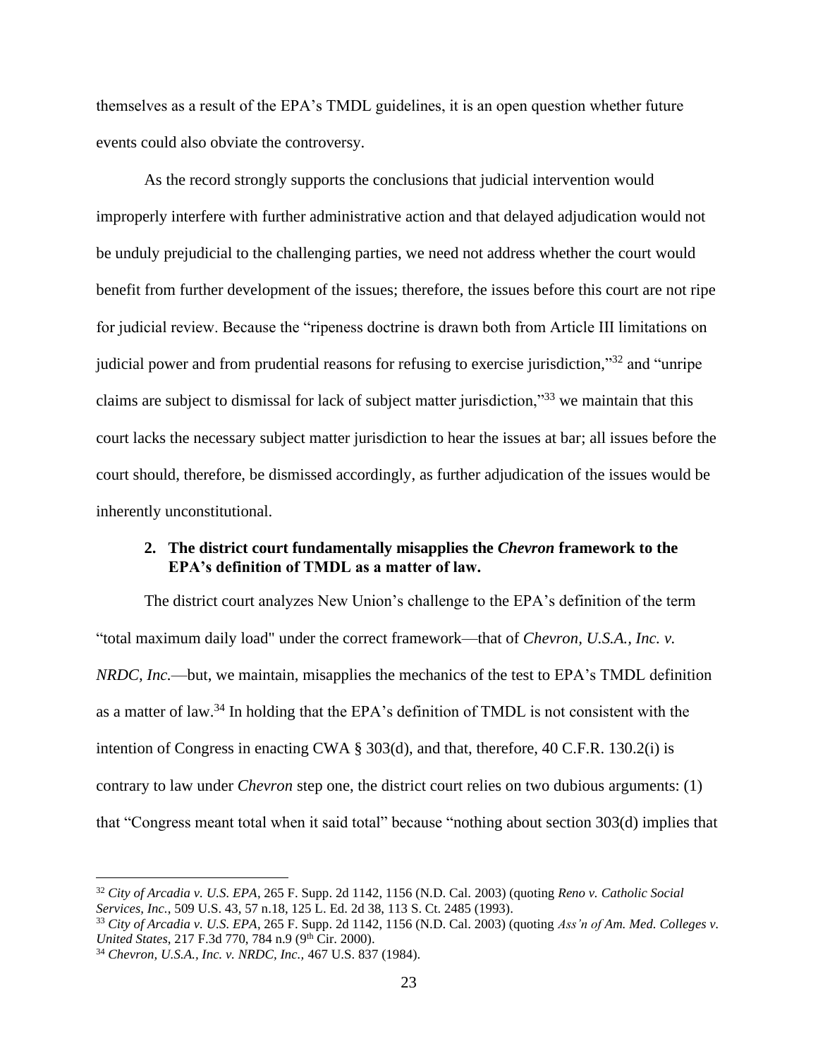themselves as a result of the EPA's TMDL guidelines, it is an open question whether future events could also obviate the controversy.

As the record strongly supports the conclusions that judicial intervention would improperly interfere with further administrative action and that delayed adjudication would not be unduly prejudicial to the challenging parties, we need not address whether the court would benefit from further development of the issues; therefore, the issues before this court are not ripe for judicial review. Because the "ripeness doctrine is drawn both from Article III limitations on judicial power and from prudential reasons for refusing to exercise jurisdiction,"[32] and "unripe claims are subject to dismissal for lack of subject matter jurisdiction,"[33] we maintain that this court lacks the necessary subject matter jurisdiction to hear the issues at bar; all issues before the court should, therefore, be dismissed accordingly, as further adjudication of the issues would be inherently unconstitutional.

**2. The district court fundamentally misapplies the *Chevron* framework to the EPA's definition of TMDL as a matter of law.**

The district court analyzes New Union's challenge to the EPA's definition of the term "total maximum daily load" under the correct framework—that of *Chevron, U.S.A., Inc. v. NRDC, Inc.*—but, we maintain, misapplies the mechanics of the test to EPA's TMDL definition as a matter of law.[34] In holding that the EPA's definition of TMDL is not consistent with the intention of Congress in enacting CWA § 303(d), and that, therefore, 40 C.F.R. 130.2(i) is contrary to law under *Chevron* step one, the district court relies on two dubious arguments: (1) that "Congress meant total when it said total" because "nothing about section 303(d) implies that

---

[32] *City of Arcadia v. U.S. EPA*, 265 F. Supp. 2d 1142, 1156 (N.D. Cal. 2003) (quoting *Reno v. Catholic Social Services, Inc.*, 509 U.S. 43, 57 n.18, 125 L. Ed. 2d 38, 113 S. Ct. 2485 (1993).

[33] *City of Arcadia v. U.S. EPA*, 265 F. Supp. 2d 1142, 1156 (N.D. Cal. 2003) (quoting *Ass'n of Am. Med. Colleges v. United States*, 217 F.3d 770, 784 n.9 (9th Cir. 2000).

[34] *Chevron, U.S.A., Inc. v. NRDC, Inc.*, 467 U.S. 837 (1984).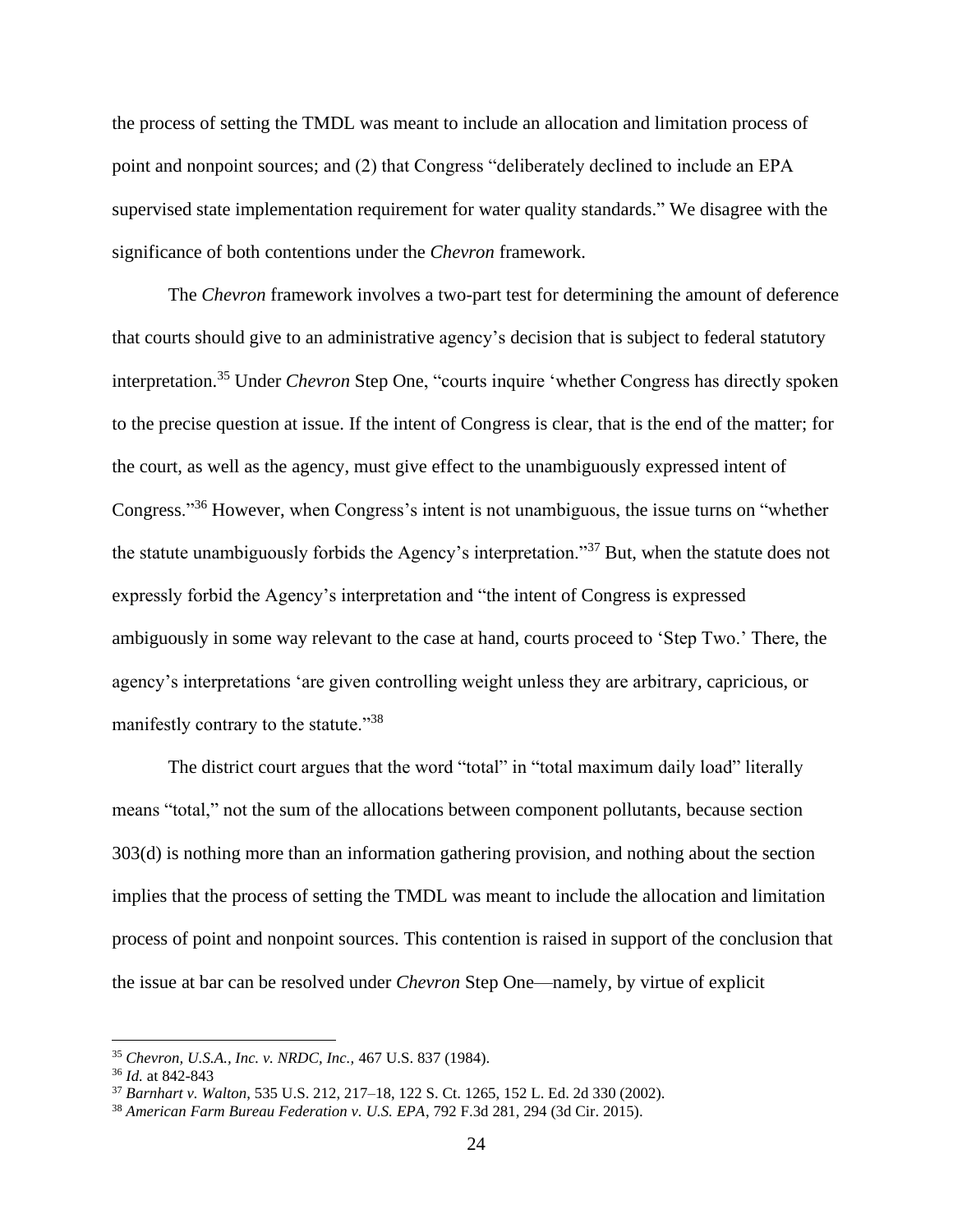the process of setting the TMDL was meant to include an allocation and limitation process of point and nonpoint sources; and (2) that Congress "deliberately declined to include an EPA supervised state implementation requirement for water quality standards." We disagree with the significance of both contentions under the *Chevron* framework.

The *Chevron* framework involves a two-part test for determining the amount of deference that courts should give to an administrative agency's decision that is subject to federal statutory interpretation.[35] Under *Chevron* Step One, "courts inquire 'whether Congress has directly spoken to the precise question at issue. If the intent of Congress is clear, that is the end of the matter; for the court, as well as the agency, must give effect to the unambiguously expressed intent of Congress.'"[36] However, when Congress's intent is not unambiguous, the issue turns on "whether the statute unambiguously forbids the Agency's interpretation."[37] But, when the statute does not expressly forbid the Agency's interpretation and "the intent of Congress is expressed ambiguously in some way relevant to the case at hand, courts proceed to 'Step Two.' There, the agency's interpretations 'are given controlling weight unless they are arbitrary, capricious, or manifestly contrary to the statute.'"[38]

The district court argues that the word "total" in "total maximum daily load" literally means "total," not the sum of the allocations between component pollutants, because section 303(d) is nothing more than an information gathering provision, and nothing about the section implies that the process of setting the TMDL was meant to include the allocation and limitation process of point and nonpoint sources. This contention is raised in support of the conclusion that the issue at bar can be resolved under *Chevron* Step One—namely, by virtue of explicit

---

[35] *Chevron, U.S.A., Inc. v. NRDC, Inc.,* 467 U.S. 837 (1984).

[36] *Id.* at 842-843

[37] *Barnhart v. Walton*, 535 U.S. 212, 217–18, 122 S. Ct. 1265, 152 L. Ed. 2d 330 (2002).

[38] *American Farm Bureau Federation v. U.S. EPA*, 792 F.3d 281, 294 (3d Cir. 2015).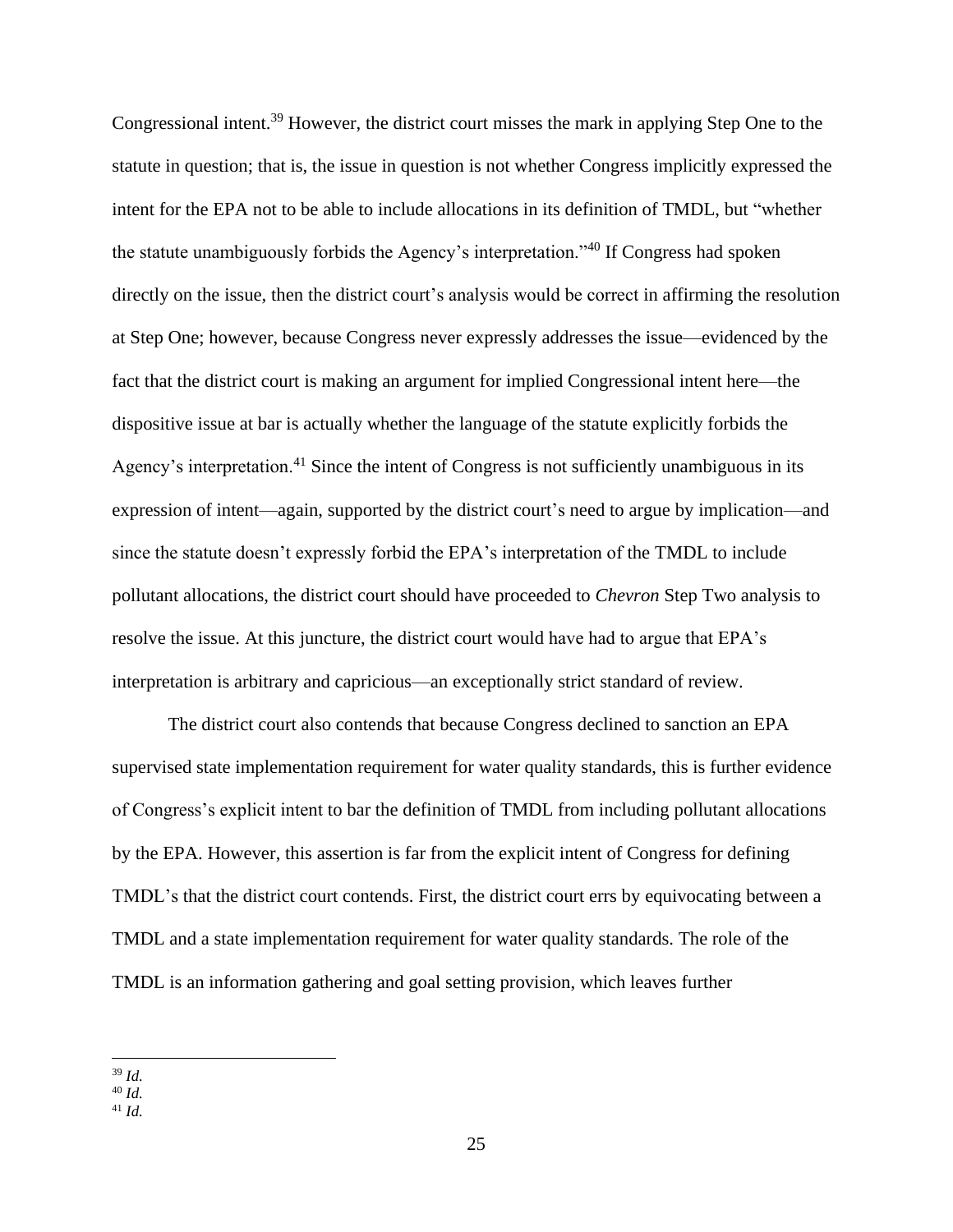Congressional intent.[39] However, the district court misses the mark in applying Step One to the statute in question; that is, the issue in question is not whether Congress implicitly expressed the intent for the EPA not to be able to include allocations in its definition of TMDL, but "whether the statute unambiguously forbids the Agency's interpretation."[40] If Congress had spoken directly on the issue, then the district court's analysis would be correct in affirming the resolution at Step One; however, because Congress never expressly addresses the issue—evidenced by the fact that the district court is making an argument for implied Congressional intent here—the dispositive issue at bar is actually whether the language of the statute explicitly forbids the Agency's interpretation.[41] Since the intent of Congress is not sufficiently unambiguous in its expression of intent—again, supported by the district court's need to argue by implication—and since the statute doesn't expressly forbid the EPA's interpretation of the TMDL to include pollutant allocations, the district court should have proceeded to *Chevron* Step Two analysis to resolve the issue. At this juncture, the district court would have had to argue that EPA's interpretation is arbitrary and capricious—an exceptionally strict standard of review.

The district court also contends that because Congress declined to sanction an EPA supervised state implementation requirement for water quality standards, this is further evidence of Congress's explicit intent to bar the definition of TMDL from including pollutant allocations by the EPA. However, this assertion is far from the explicit intent of Congress for defining TMDL's that the district court contends. First, the district court errs by equivocating between a TMDL and a state implementation requirement for water quality standards. The role of the TMDL is an information gathering and goal setting provision, which leaves further

---

[39] *Id.*

[40] *Id.*

[41] *Id.*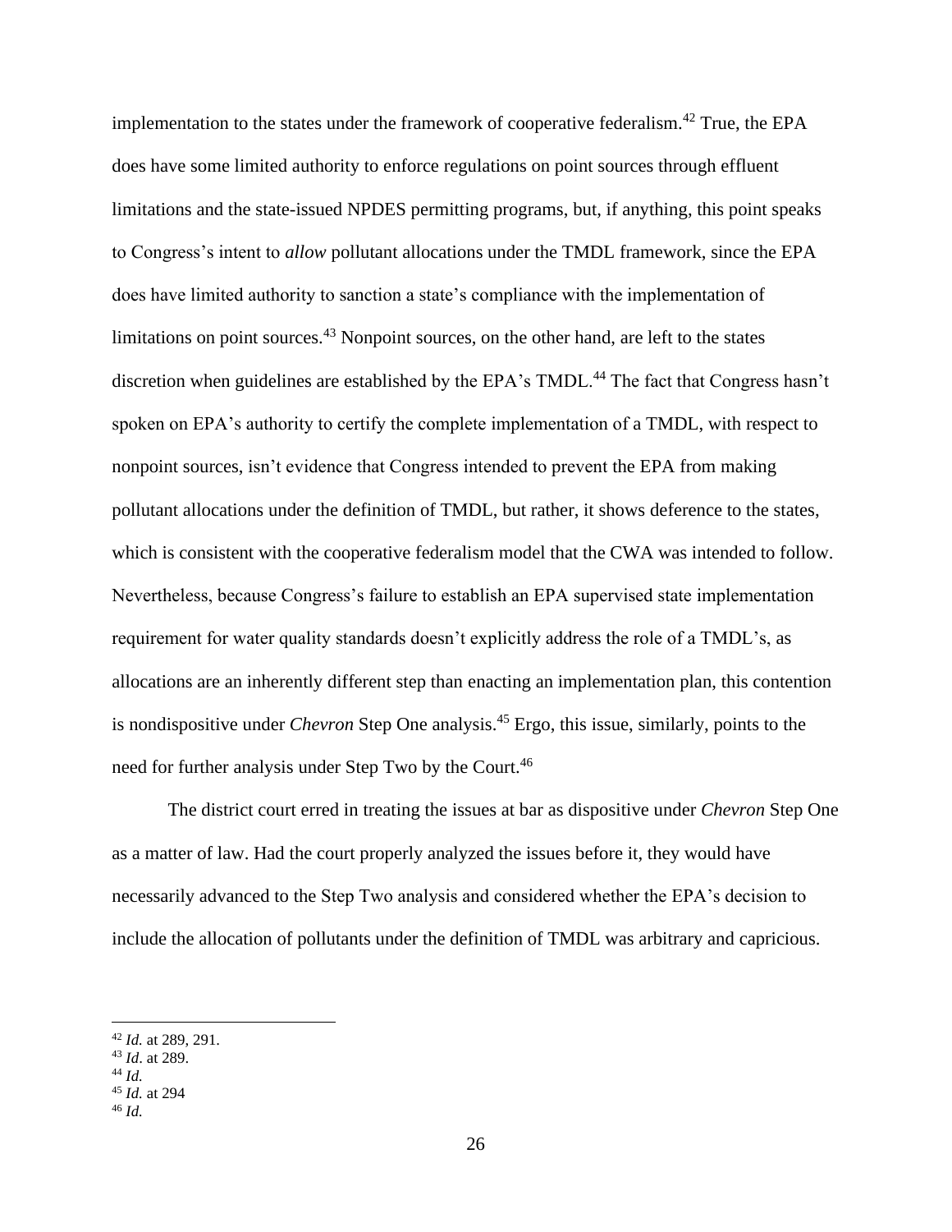implementation to the states under the framework of cooperative federalism.[42] True, the EPA does have some limited authority to enforce regulations on point sources through effluent limitations and the state-issued NPDES permitting programs, but, if anything, this point speaks to Congress's intent to *allow* pollutant allocations under the TMDL framework, since the EPA does have limited authority to sanction a state's compliance with the implementation of limitations on point sources.[43] Nonpoint sources, on the other hand, are left to the states discretion when guidelines are established by the EPA's TMDL.[44] The fact that Congress hasn't spoken on EPA's authority to certify the complete implementation of a TMDL, with respect to nonpoint sources, isn't evidence that Congress intended to prevent the EPA from making pollutant allocations under the definition of TMDL, but rather, it shows deference to the states, which is consistent with the cooperative federalism model that the CWA was intended to follow. Nevertheless, because Congress's failure to establish an EPA supervised state implementation requirement for water quality standards doesn't explicitly address the role of a TMDL's, as allocations are an inherently different step than enacting an implementation plan, this contention is nondispositive under *Chevron* Step One analysis.[45] Ergo, this issue, similarly, points to the need for further analysis under Step Two by the Court.[46]

The district court erred in treating the issues at bar as dispositive under *Chevron* Step One as a matter of law. Had the court properly analyzed the issues before it, they would have necessarily advanced to the Step Two analysis and considered whether the EPA's decision to include the allocation of pollutants under the definition of TMDL was arbitrary and capricious.

---

[42] *Id.* at 289, 291.

[43] *Id*. at 289.

[44] *Id.*

[45] *Id.* at 294

[46] *Id.*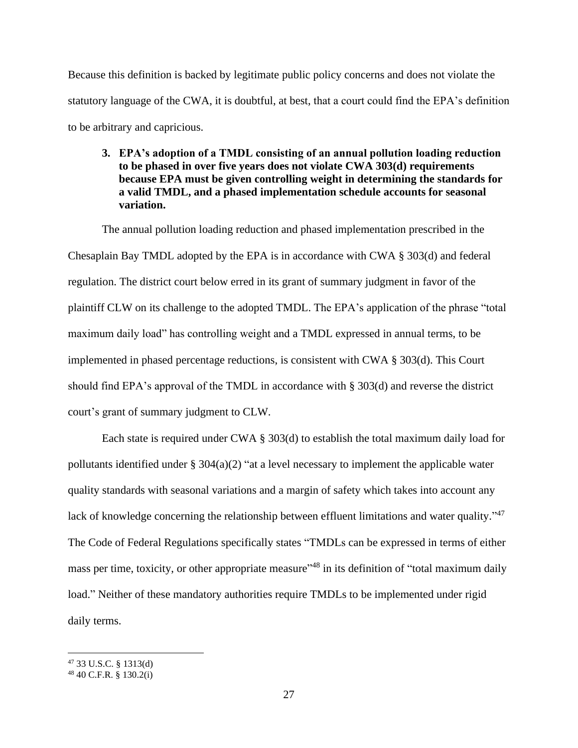Because this definition is backed by legitimate public policy concerns and does not violate the statutory language of the CWA, it is doubtful, at best, that a court could find the EPA's definition to be arbitrary and capricious.

### 3. EPA's adoption of a TMDL consisting of an annual pollution loading reduction to be phased in over five years does not violate CWA 303(d) requirements because EPA must be given controlling weight in determining the standards for a valid TMDL, and a phased implementation schedule accounts for seasonal variation.

The annual pollution loading reduction and phased implementation prescribed in the Chesaplain Bay TMDL adopted by the EPA is in accordance with CWA § 303(d) and federal regulation. The district court below erred in its grant of summary judgment in favor of the plaintiff CLW on its challenge to the adopted TMDL. The EPA's application of the phrase "total maximum daily load" has controlling weight and a TMDL expressed in annual terms, to be implemented in phased percentage reductions, is consistent with CWA § 303(d). This Court should find EPA's approval of the TMDL in accordance with § 303(d) and reverse the district court's grant of summary judgment to CLW.

Each state is required under CWA § 303(d) to establish the total maximum daily load for pollutants identified under § 304(a)(2) "at a level necessary to implement the applicable water quality standards with seasonal variations and a margin of safety which takes into account any lack of knowledge concerning the relationship between effluent limitations and water quality."[47] The Code of Federal Regulations specifically states "TMDLs can be expressed in terms of either mass per time, toxicity, or other appropriate measure"[48] in its definition of "total maximum daily load." Neither of these mandatory authorities require TMDLs to be implemented under rigid daily terms.

[47] 33 U.S.C. § 1313(d)

[48] 40 C.F.R. § 130.2(i)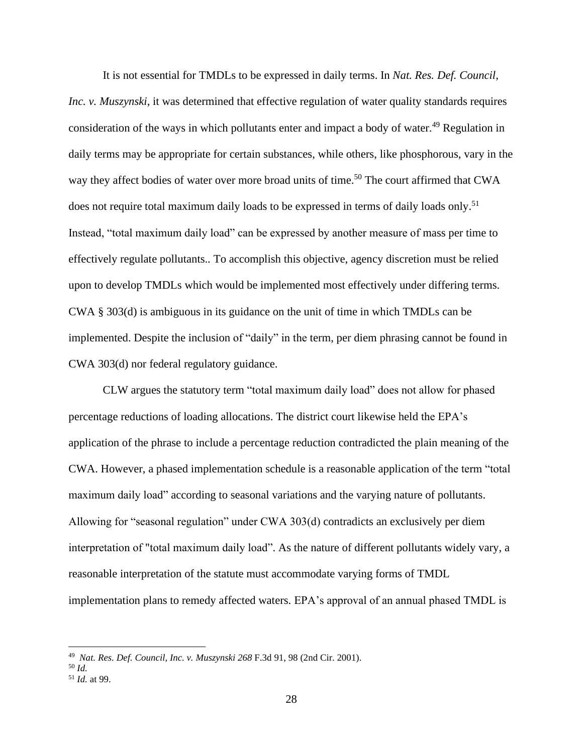It is not essential for TMDLs to be expressed in daily terms. In *Nat. Res. Def. Council, Inc. v. Muszynski*, it was determined that effective regulation of water quality standards requires consideration of the ways in which pollutants enter and impact a body of water.[49] Regulation in daily terms may be appropriate for certain substances, while others, like phosphorous, vary in the way they affect bodies of water over more broad units of time.[50] The court affirmed that CWA does not require total maximum daily loads to be expressed in terms of daily loads only.[51] Instead, "total maximum daily load" can be expressed by another measure of mass per time to effectively regulate pollutants.. To accomplish this objective, agency discretion must be relied upon to develop TMDLs which would be implemented most effectively under differing terms. CWA § 303(d) is ambiguous in its guidance on the unit of time in which TMDLs can be implemented. Despite the inclusion of "daily" in the term, per diem phrasing cannot be found in CWA 303(d) nor federal regulatory guidance.

CLW argues the statutory term "total maximum daily load" does not allow for phased percentage reductions of loading allocations. The district court likewise held the EPA's application of the phrase to include a percentage reduction contradicted the plain meaning of the CWA. However, a phased implementation schedule is a reasonable application of the term "total maximum daily load" according to seasonal variations and the varying nature of pollutants. Allowing for "seasonal regulation" under CWA 303(d) contradicts an exclusively per diem interpretation of "total maximum daily load". As the nature of different pollutants widely vary, a reasonable interpretation of the statute must accommodate varying forms of TMDL implementation plans to remedy affected waters. EPA's approval of an annual phased TMDL is

---

[49] *Nat. Res. Def. Council, Inc. v. Muszynski 268* F.3d 91, 98 (2nd Cir. 2001).

[50] *Id.*

[51] *Id.* at 99.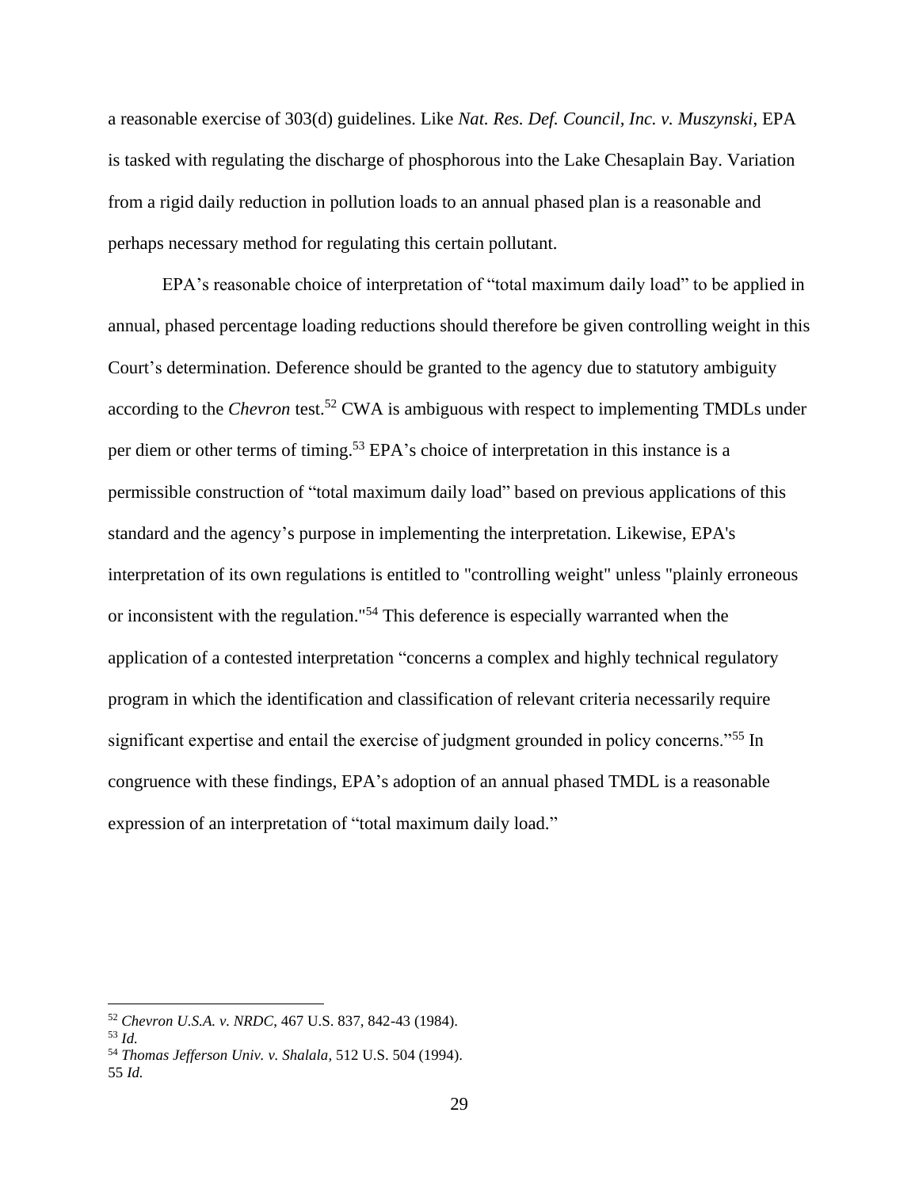a reasonable exercise of 303(d) guidelines. Like *Nat. Res. Def. Council, Inc. v. Muszynski*, EPA is tasked with regulating the discharge of phosphorous into the Lake Chesaplain Bay. Variation from a rigid daily reduction in pollution loads to an annual phased plan is a reasonable and perhaps necessary method for regulating this certain pollutant.

EPA's reasonable choice of interpretation of "total maximum daily load" to be applied in annual, phased percentage loading reductions should therefore be given controlling weight in this Court's determination. Deference should be granted to the agency due to statutory ambiguity according to the *Chevron* test.[52] CWA is ambiguous with respect to implementing TMDLs under per diem or other terms of timing.[53] EPA's choice of interpretation in this instance is a permissible construction of "total maximum daily load" based on previous applications of this standard and the agency's purpose in implementing the interpretation. Likewise, EPA's interpretation of its own regulations is entitled to "controlling weight" unless "plainly erroneous or inconsistent with the regulation."[54] This deference is especially warranted when the application of a contested interpretation "concerns a complex and highly technical regulatory program in which the identification and classification of relevant criteria necessarily require significant expertise and entail the exercise of judgment grounded in policy concerns."[55] In congruence with these findings, EPA's adoption of an annual phased TMDL is a reasonable expression of an interpretation of "total maximum daily load."

---

[52] *Chevron U.S.A. v. NRDC*, 467 U.S. 837, 842-43 (1984).
[53] *Id.*
[54] *Thomas Jefferson Univ. v. Shalala*, 512 U.S. 504 (1994).
[55] *Id.*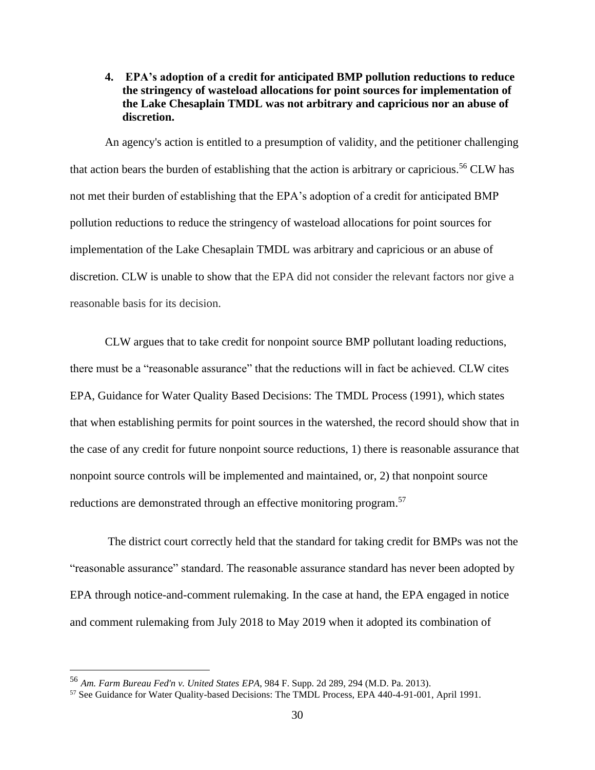**4. EPA's adoption of a credit for anticipated BMP pollution reductions to reduce the stringency of wasteload allocations for point sources for implementation of the Lake Chesaplain TMDL was not arbitrary and capricious nor an abuse of discretion.**

An agency's action is entitled to a presumption of validity, and the petitioner challenging that action bears the burden of establishing that the action is arbitrary or capricious.[56] CLW has not met their burden of establishing that the EPA's adoption of a credit for anticipated BMP pollution reductions to reduce the stringency of wasteload allocations for point sources for implementation of the Lake Chesaplain TMDL was arbitrary and capricious or an abuse of discretion. CLW is unable to show that the EPA did not consider the relevant factors nor give a reasonable basis for its decision.

CLW argues that to take credit for nonpoint source BMP pollutant loading reductions, there must be a "reasonable assurance" that the reductions will in fact be achieved. CLW cites EPA, Guidance for Water Quality Based Decisions: The TMDL Process (1991), which states that when establishing permits for point sources in the watershed, the record should show that in the case of any credit for future nonpoint source reductions, 1) there is reasonable assurance that nonpoint source controls will be implemented and maintained, or, 2) that nonpoint source reductions are demonstrated through an effective monitoring program.[57]

The district court correctly held that the standard for taking credit for BMPs was not the "reasonable assurance" standard. The reasonable assurance standard has never been adopted by EPA through notice-and-comment rulemaking. In the case at hand, the EPA engaged in notice and comment rulemaking from July 2018 to May 2019 when it adopted its combination of

---

[56] *Am. Farm Bureau Fed'n v. United States EPA*, 984 F. Supp. 2d 289, 294 (M.D. Pa. 2013).

[57] See Guidance for Water Quality-based Decisions: The TMDL Process, EPA 440-4-91-001, April 1991.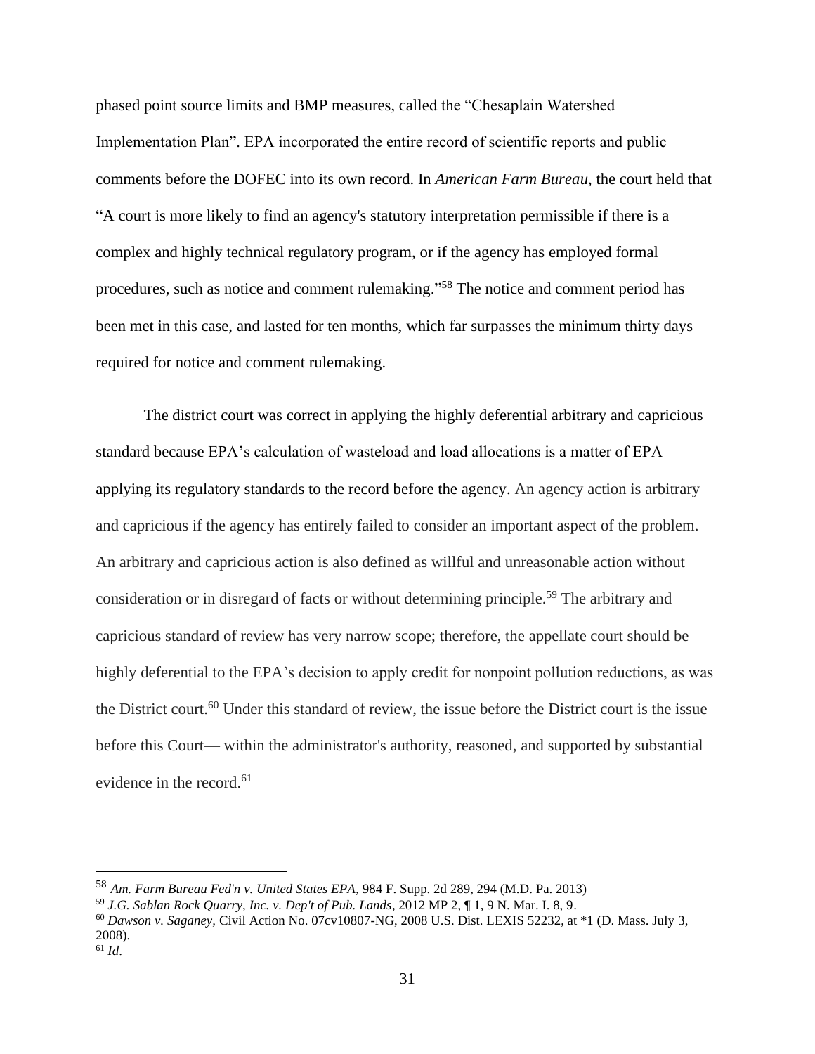phased point source limits and BMP measures, called the "Chesaplain Watershed Implementation Plan". EPA incorporated the entire record of scientific reports and public comments before the DOFEC into its own record. In *American Farm Bureau*, the court held that "A court is more likely to find an agency's statutory interpretation permissible if there is a complex and highly technical regulatory program, or if the agency has employed formal procedures, such as notice and comment rulemaking."[58] The notice and comment period has been met in this case, and lasted for ten months, which far surpasses the minimum thirty days required for notice and comment rulemaking.

The district court was correct in applying the highly deferential arbitrary and capricious standard because EPA's calculation of wasteload and load allocations is a matter of EPA applying its regulatory standards to the record before the agency. An agency action is arbitrary and capricious if the agency has entirely failed to consider an important aspect of the problem. An arbitrary and capricious action is also defined as willful and unreasonable action without consideration or in disregard of facts or without determining principle.[59] The arbitrary and capricious standard of review has very narrow scope; therefore, the appellate court should be highly deferential to the EPA's decision to apply credit for nonpoint pollution reductions, as was the District court.[60] Under this standard of review, the issue before the District court is the issue before this Court— within the administrator's authority, reasoned, and supported by substantial evidence in the record.[61]

---

[58] *Am. Farm Bureau Fed'n v. United States EPA*, 984 F. Supp. 2d 289, 294 (M.D. Pa. 2013)

[59] *J.G. Sablan Rock Quarry, Inc. v. Dep't of Pub. Lands*, 2012 MP 2, ¶ 1, 9 N. Mar. I. 8, 9.

[60] *Dawson v. Saganey*, Civil Action No. 07cv10807-NG, 2008 U.S. Dist. LEXIS 52232, at *1 (D. Mass. July 3, 2008).

[61] *Id*.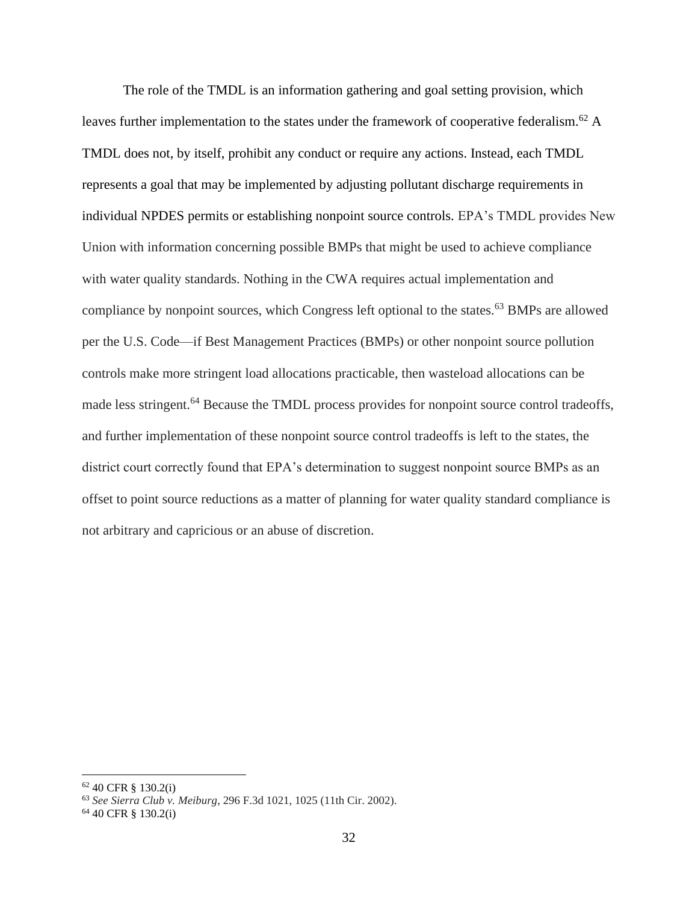The role of the TMDL is an information gathering and goal setting provision, which leaves further implementation to the states under the framework of cooperative federalism.[62] A TMDL does not, by itself, prohibit any conduct or require any actions. Instead, each TMDL represents a goal that may be implemented by adjusting pollutant discharge requirements in individual NPDES permits or establishing nonpoint source controls. EPA's TMDL provides New Union with information concerning possible BMPs that might be used to achieve compliance with water quality standards. Nothing in the CWA requires actual implementation and compliance by nonpoint sources, which Congress left optional to the states.[63] BMPs are allowed per the U.S. Code—if Best Management Practices (BMPs) or other nonpoint source pollution controls make more stringent load allocations practicable, then wasteload allocations can be made less stringent.[64] Because the TMDL process provides for nonpoint source control tradeoffs, and further implementation of these nonpoint source control tradeoffs is left to the states, the district court correctly found that EPA's determination to suggest nonpoint source BMPs as an offset to point source reductions as a matter of planning for water quality standard compliance is not arbitrary and capricious or an abuse of discretion.

---

[62] 40 CFR § 130.2(i)

[63] *See Sierra Club v. Meiburg*, 296 F.3d 1021, 1025 (11th Cir. 2002).

[64] 40 CFR § 130.2(i)